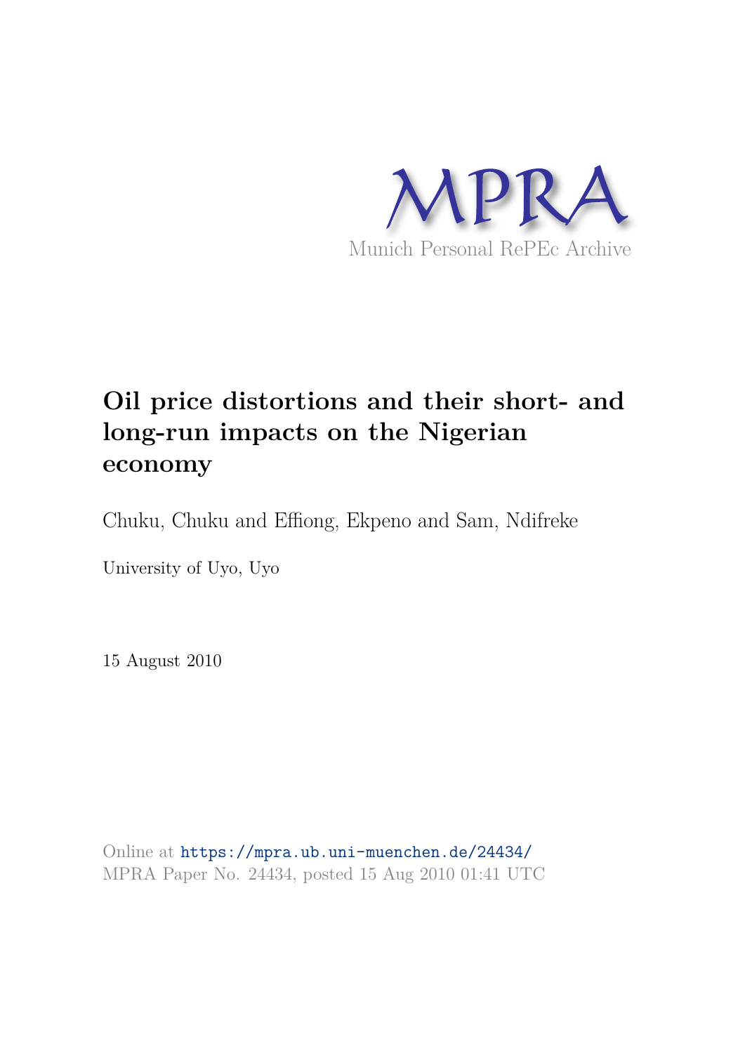MPRA

Munich Personal RePEc Archive

# Oil price distortions and their short- and long-run impacts on the Nigerian economy

Chuku, Chuku and Effiong, Ekpeno and Sam, Ndifreke

University of Uyo, Uyo

15 August 2010

Online at https://mpra.ub.uni-muenchen.de/24434/
MPRA Paper No. 24434, posted 15 Aug 2010 01:41 UTC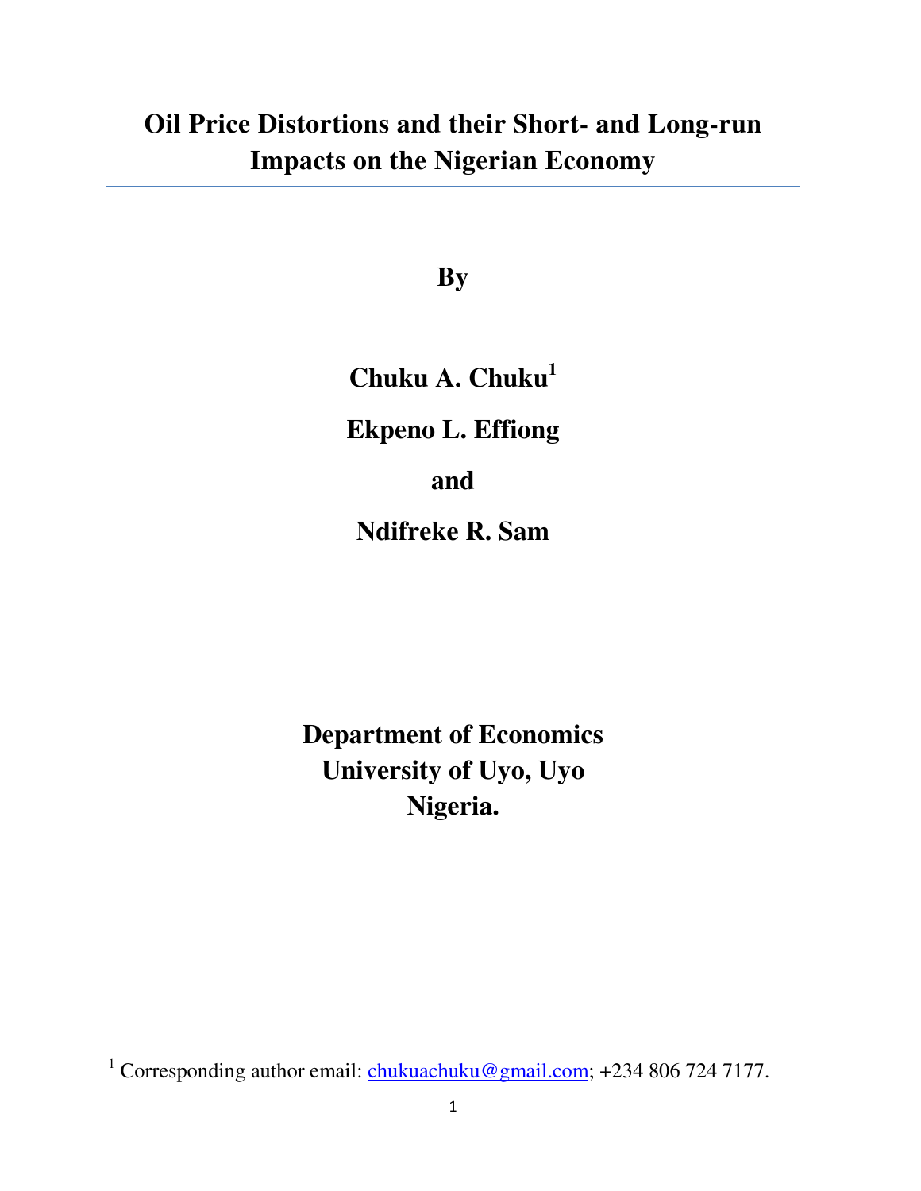# Oil Price Distortions and their Short- and Long-run Impacts on the Nigerian Economy

**By**

**Chuku A. Chuku**[1]

**Ekpeno L. Effiong**

**and**

**Ndifreke R. Sam**

**Department of Economics**
**University of Uyo, Uyo**
**Nigeria.**

[1] Corresponding author email: chukuachuku@gmail.com; +234 806 724 7177.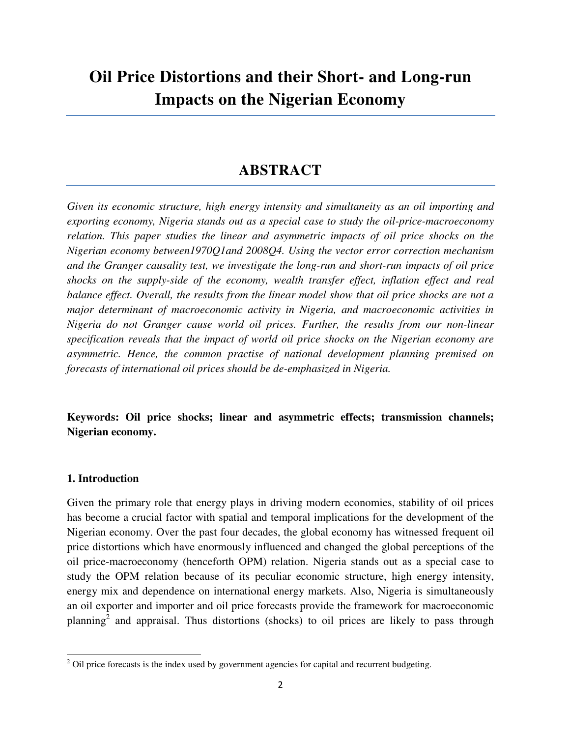# Oil Price Distortions and their Short- and Long-run Impacts on the Nigerian Economy

## ABSTRACT

*Given its economic structure, high energy intensity and simultaneity as an oil importing and exporting economy, Nigeria stands out as a special case to study the oil-price-macroeconomy relation. This paper studies the linear and asymmetric impacts of oil price shocks on the Nigerian economy between1970Q1and 2008Q4. Using the vector error correction mechanism and the Granger causality test, we investigate the long-run and short-run impacts of oil price shocks on the supply-side of the economy, wealth transfer effect, inflation effect and real balance effect. Overall, the results from the linear model show that oil price shocks are not a major determinant of macroeconomic activity in Nigeria, and macroeconomic activities in Nigeria do not Granger cause world oil prices. Further, the results from our non-linear specification reveals that the impact of world oil price shocks on the Nigerian economy are asymmetric. Hence, the common practise of national development planning premised on forecasts of international oil prices should be de-emphasized in Nigeria.*

**Keywords: Oil price shocks; linear and asymmetric effects; transmission channels; Nigerian economy.**

### 1. Introduction

Given the primary role that energy plays in driving modern economies, stability of oil prices has become a crucial factor with spatial and temporal implications for the development of the Nigerian economy. Over the past four decades, the global economy has witnessed frequent oil price distortions which have enormously influenced and changed the global perceptions of the oil price-macroeconomy (henceforth OPM) relation. Nigeria stands out as a special case to study the OPM relation because of its peculiar economic structure, high energy intensity, energy mix and dependence on international energy markets. Also, Nigeria is simultaneously an oil exporter and importer and oil price forecasts provide the framework for macroeconomic planning[2] and appraisal. Thus distortions (shocks) to oil prices are likely to pass through

[2] Oil price forecasts is the index used by government agencies for capital and recurrent budgeting.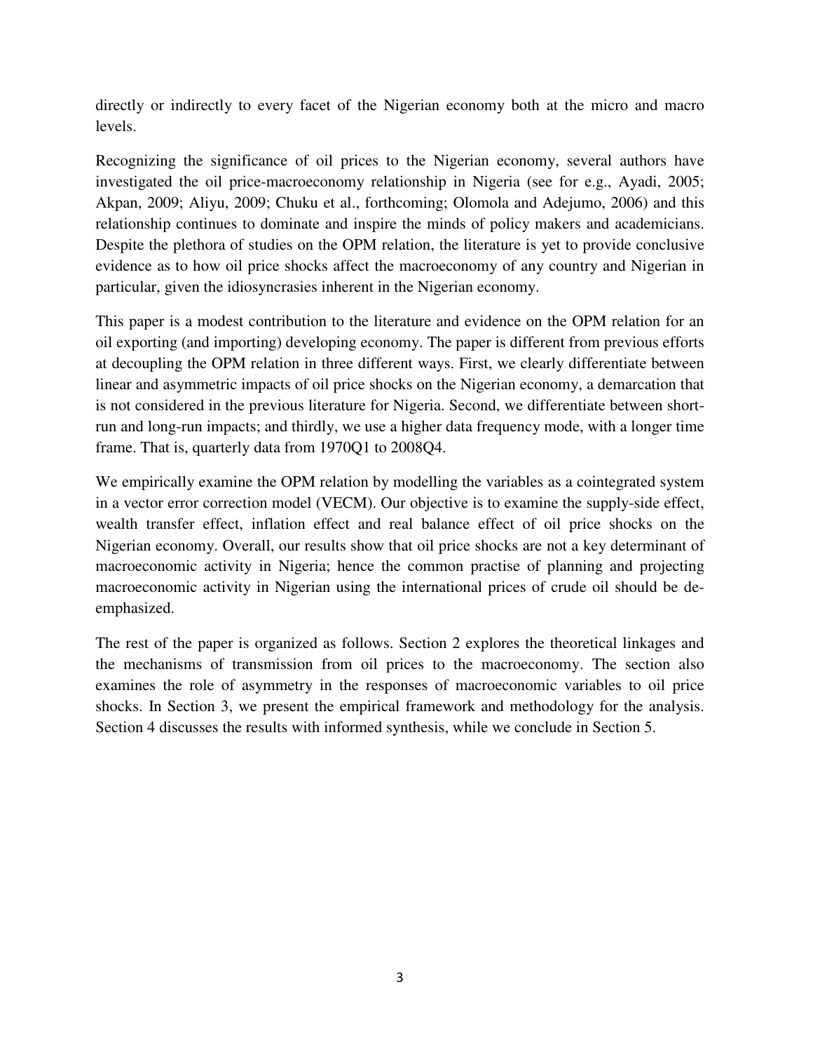directly or indirectly to every facet of the Nigerian economy both at the micro and macro levels.

Recognizing the significance of oil prices to the Nigerian economy, several authors have investigated the oil price-macroeconomy relationship in Nigeria (see for e.g., Ayadi, 2005; Akpan, 2009; Aliyu, 2009; Chuku et al., forthcoming; Olomola and Adejumo, 2006) and this relationship continues to dominate and inspire the minds of policy makers and academicians. Despite the plethora of studies on the OPM relation, the literature is yet to provide conclusive evidence as to how oil price shocks affect the macroeconomy of any country and Nigerian in particular, given the idiosyncrasies inherent in the Nigerian economy.

This paper is a modest contribution to the literature and evidence on the OPM relation for an oil exporting (and importing) developing economy. The paper is different from previous efforts at decoupling the OPM relation in three different ways. First, we clearly differentiate between linear and asymmetric impacts of oil price shocks on the Nigerian economy, a demarcation that is not considered in the previous literature for Nigeria. Second, we differentiate between short-run and long-run impacts; and thirdly, we use a higher data frequency mode, with a longer time frame. That is, quarterly data from 1970Q1 to 2008Q4.

We empirically examine the OPM relation by modelling the variables as a cointegrated system in a vector error correction model (VECM). Our objective is to examine the supply-side effect, wealth transfer effect, inflation effect and real balance effect of oil price shocks on the Nigerian economy. Overall, our results show that oil price shocks are not a key determinant of macroeconomic activity in Nigeria; hence the common practise of planning and projecting macroeconomic activity in Nigerian using the international prices of crude oil should be de-emphasized.

The rest of the paper is organized as follows. Section 2 explores the theoretical linkages and the mechanisms of transmission from oil prices to the macroeconomy. The section also examines the role of asymmetry in the responses of macroeconomic variables to oil price shocks. In Section 3, we present the empirical framework and methodology for the analysis. Section 4 discusses the results with informed synthesis, while we conclude in Section 5.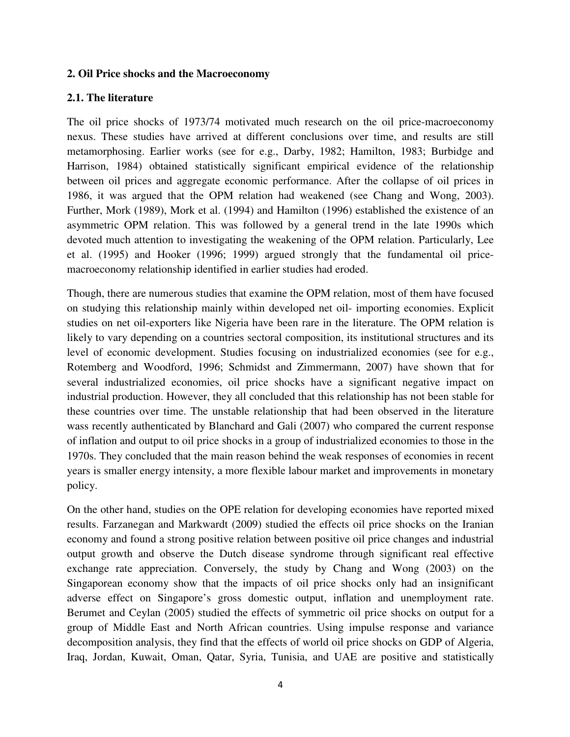**2. Oil Price shocks and the Macroeconomy**

**2.1. The literature**

The oil price shocks of 1973/74 motivated much research on the oil price-macroeconomy nexus. These studies have arrived at different conclusions over time, and results are still metamorphosing. Earlier works (see for e.g., Darby, 1982; Hamilton, 1983; Burbidge and Harrison, 1984) obtained statistically significant empirical evidence of the relationship between oil prices and aggregate economic performance. After the collapse of oil prices in 1986, it was argued that the OPM relation had weakened (see Chang and Wong, 2003). Further, Mork (1989), Mork et al. (1994) and Hamilton (1996) established the existence of an asymmetric OPM relation. This was followed by a general trend in the late 1990s which devoted much attention to investigating the weakening of the OPM relation. Particularly, Lee et al. (1995) and Hooker (1996; 1999) argued strongly that the fundamental oil price-macroeconomy relationship identified in earlier studies had eroded.

Though, there are numerous studies that examine the OPM relation, most of them have focused on studying this relationship mainly within developed net oil- importing economies. Explicit studies on net oil-exporters like Nigeria have been rare in the literature. The OPM relation is likely to vary depending on a countries sectoral composition, its institutional structures and its level of economic development. Studies focusing on industrialized economies (see for e.g., Rotemberg and Woodford, 1996; Schmidst and Zimmermann, 2007) have shown that for several industrialized economies, oil price shocks have a significant negative impact on industrial production. However, they all concluded that this relationship has not been stable for these countries over time. The unstable relationship that had been observed in the literature wass recently authenticated by Blanchard and Gali (2007) who compared the current response of inflation and output to oil price shocks in a group of industrialized economies to those in the 1970s. They concluded that the main reason behind the weak responses of economies in recent years is smaller energy intensity, a more flexible labour market and improvements in monetary policy.

On the other hand, studies on the OPE relation for developing economies have reported mixed results. Farzanegan and Markwardt (2009) studied the effects oil price shocks on the Iranian economy and found a strong positive relation between positive oil price changes and industrial output growth and observe the Dutch disease syndrome through significant real effective exchange rate appreciation. Conversely, the study by Chang and Wong (2003) on the Singaporean economy show that the impacts of oil price shocks only had an insignificant adverse effect on Singapore's gross domestic output, inflation and unemployment rate. Berumet and Ceylan (2005) studied the effects of symmetric oil price shocks on output for a group of Middle East and North African countries. Using impulse response and variance decomposition analysis, they find that the effects of world oil price shocks on GDP of Algeria, Iraq, Jordan, Kuwait, Oman, Qatar, Syria, Tunisia, and UAE are positive and statistically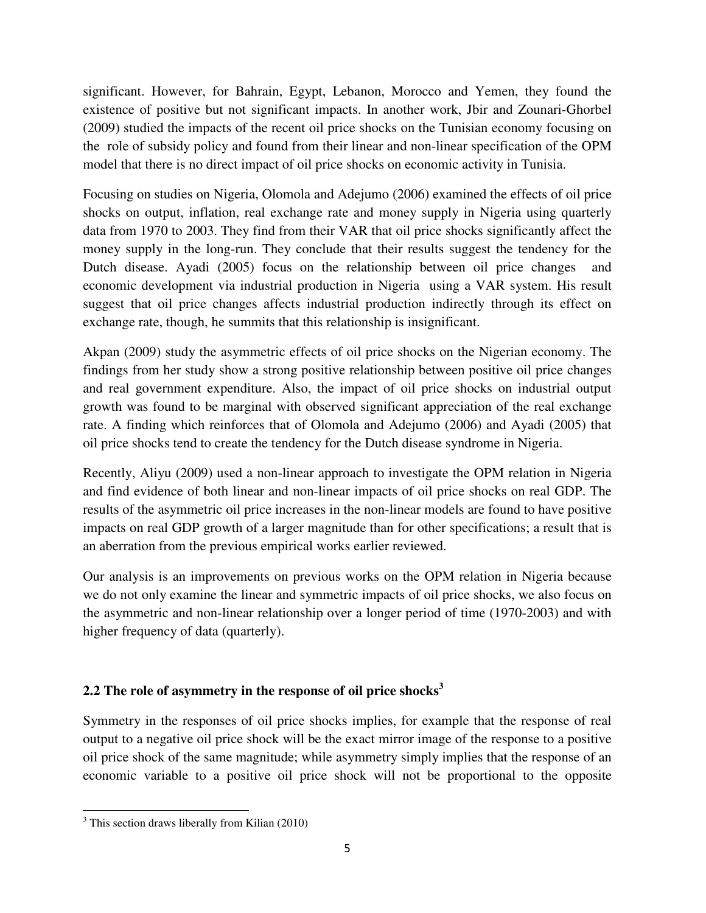significant. However, for Bahrain, Egypt, Lebanon, Morocco and Yemen, they found the existence of positive but not significant impacts. In another work, Jbir and Zounari-Ghorbel (2009) studied the impacts of the recent oil price shocks on the Tunisian economy focusing on the role of subsidy policy and found from their linear and non-linear specification of the OPM model that there is no direct impact of oil price shocks on economic activity in Tunisia.

Focusing on studies on Nigeria, Olomola and Adejumo (2006) examined the effects of oil price shocks on output, inflation, real exchange rate and money supply in Nigeria using quarterly data from 1970 to 2003. They find from their VAR that oil price shocks significantly affect the money supply in the long-run. They conclude that their results suggest the tendency for the Dutch disease. Ayadi (2005) focus on the relationship between oil price changes and economic development via industrial production in Nigeria using a VAR system. His result suggest that oil price changes affects industrial production indirectly through its effect on exchange rate, though, he summits that this relationship is insignificant.

Akpan (2009) study the asymmetric effects of oil price shocks on the Nigerian economy. The findings from her study show a strong positive relationship between positive oil price changes and real government expenditure. Also, the impact of oil price shocks on industrial output growth was found to be marginal with observed significant appreciation of the real exchange rate. A finding which reinforces that of Olomola and Adejumo (2006) and Ayadi (2005) that oil price shocks tend to create the tendency for the Dutch disease syndrome in Nigeria.

Recently, Aliyu (2009) used a non-linear approach to investigate the OPM relation in Nigeria and find evidence of both linear and non-linear impacts of oil price shocks on real GDP. The results of the asymmetric oil price increases in the non-linear models are found to have positive impacts on real GDP growth of a larger magnitude than for other specifications; a result that is an aberration from the previous empirical works earlier reviewed.

Our analysis is an improvements on previous works on the OPM relation in Nigeria because we do not only examine the linear and symmetric impacts of oil price shocks, we also focus on the asymmetric and non-linear relationship over a longer period of time (1970-2003) and with higher frequency of data (quarterly).

## 2.2 The role of asymmetry in the response of oil price shocks[3]

Symmetry in the responses of oil price shocks implies, for example that the response of real output to a negative oil price shock will be the exact mirror image of the response to a positive oil price shock of the same magnitude; while asymmetry simply implies that the response of an economic variable to a positive oil price shock will not be proportional to the opposite

[3] This section draws liberally from Kilian (2010)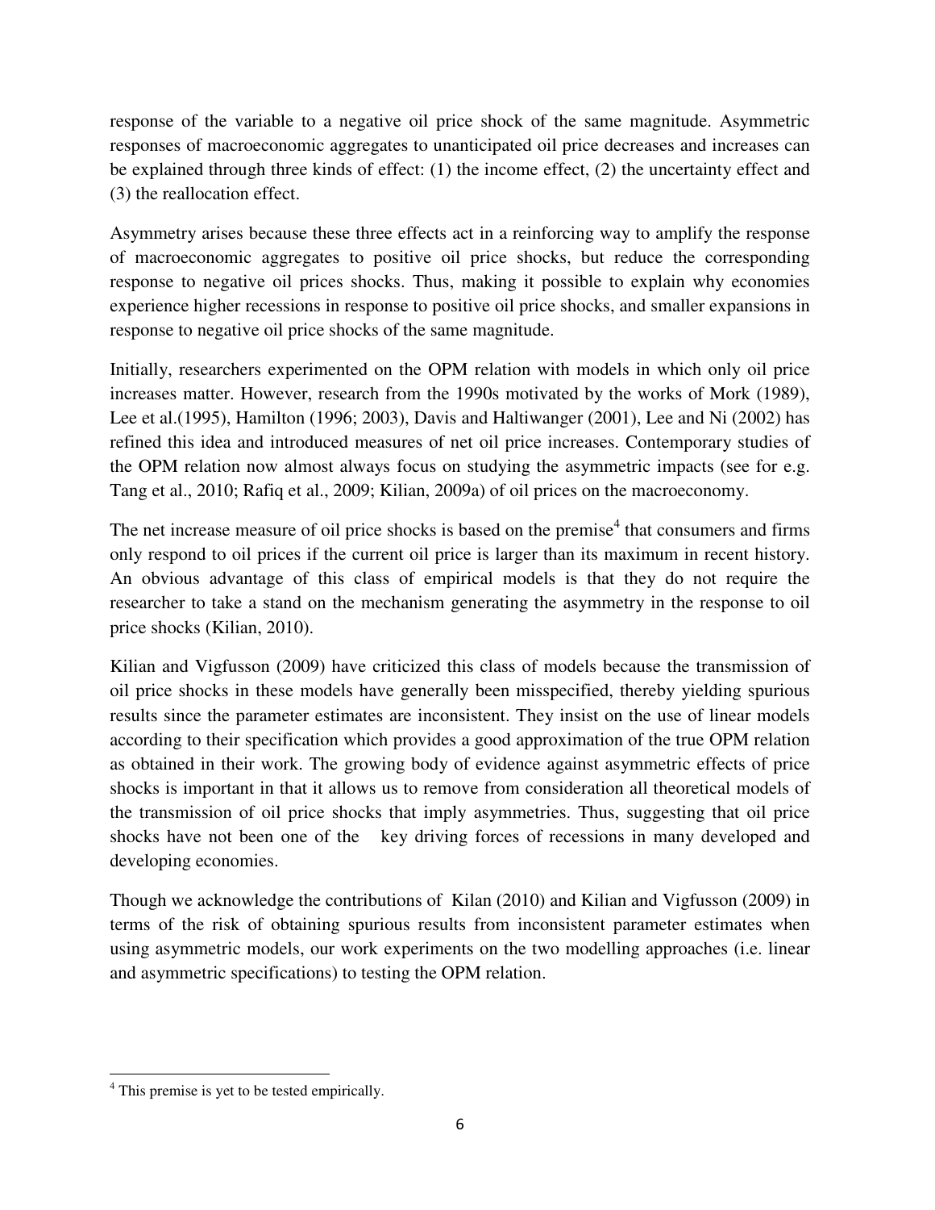response of the variable to a negative oil price shock of the same magnitude. Asymmetric responses of macroeconomic aggregates to unanticipated oil price decreases and increases can be explained through three kinds of effect: (1) the income effect, (2) the uncertainty effect and (3) the reallocation effect.

Asymmetry arises because these three effects act in a reinforcing way to amplify the response of macroeconomic aggregates to positive oil price shocks, but reduce the corresponding response to negative oil prices shocks. Thus, making it possible to explain why economies experience higher recessions in response to positive oil price shocks, and smaller expansions in response to negative oil price shocks of the same magnitude.

Initially, researchers experimented on the OPM relation with models in which only oil price increases matter. However, research from the 1990s motivated by the works of Mork (1989), Lee et al.(1995), Hamilton (1996; 2003), Davis and Haltiwanger (2001), Lee and Ni (2002) has refined this idea and introduced measures of net oil price increases. Contemporary studies of the OPM relation now almost always focus on studying the asymmetric impacts (see for e.g. Tang et al., 2010; Rafiq et al., 2009; Kilian, 2009a) of oil prices on the macroeconomy.

The net increase measure of oil price shocks is based on the premise[4] that consumers and firms only respond to oil prices if the current oil price is larger than its maximum in recent history. An obvious advantage of this class of empirical models is that they do not require the researcher to take a stand on the mechanism generating the asymmetry in the response to oil price shocks (Kilian, 2010).

Kilian and Vigfusson (2009) have criticized this class of models because the transmission of oil price shocks in these models have generally been misspecified, thereby yielding spurious results since the parameter estimates are inconsistent. They insist on the use of linear models according to their specification which provides a good approximation of the true OPM relation as obtained in their work. The growing body of evidence against asymmetric effects of price shocks is important in that it allows us to remove from consideration all theoretical models of the transmission of oil price shocks that imply asymmetries. Thus, suggesting that oil price shocks have not been one of the key driving forces of recessions in many developed and developing economies.

Though we acknowledge the contributions of Kilan (2010) and Kilian and Vigfusson (2009) in terms of the risk of obtaining spurious results from inconsistent parameter estimates when using asymmetric models, our work experiments on the two modelling approaches (i.e. linear and asymmetric specifications) to testing the OPM relation.

---

[4] This premise is yet to be tested empirically.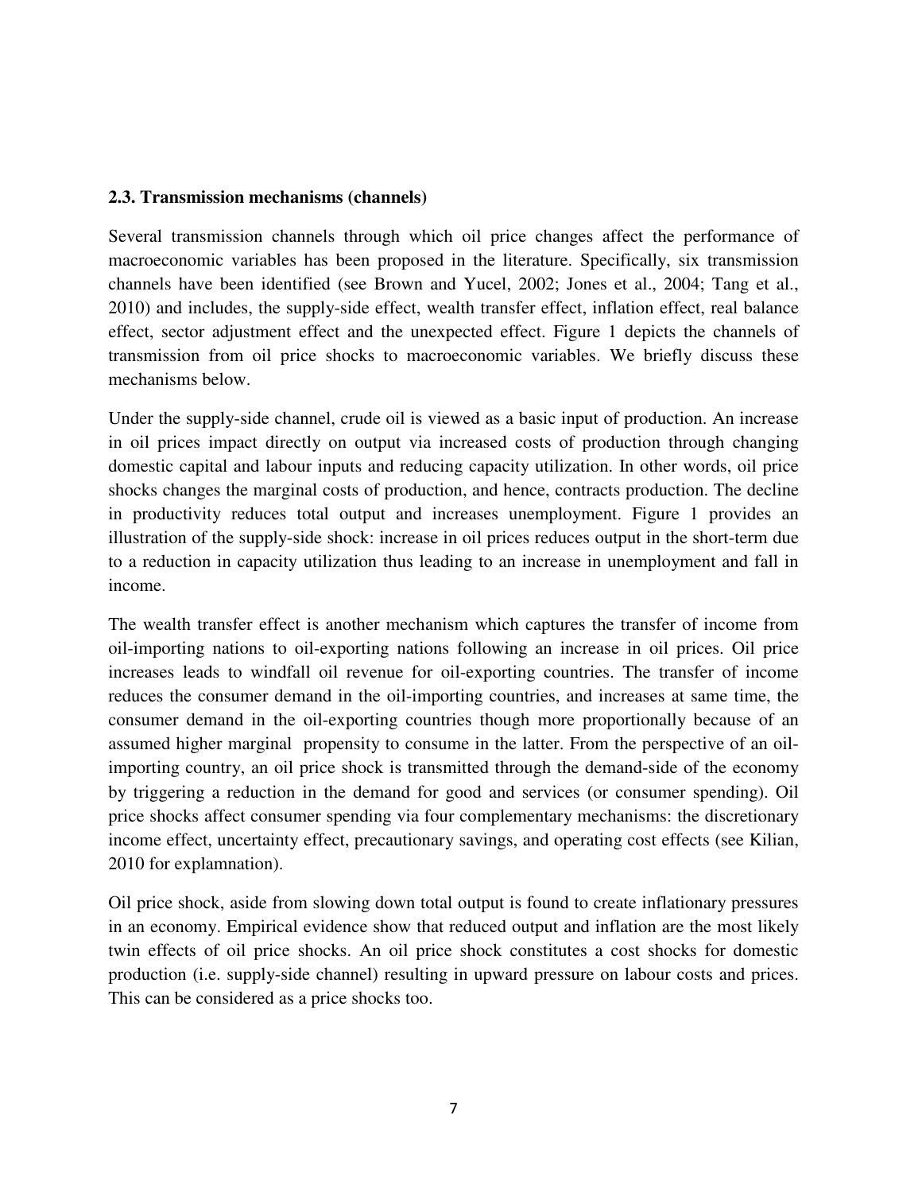### 2.3. Transmission mechanisms (channels)

Several transmission channels through which oil price changes affect the performance of macroeconomic variables has been proposed in the literature. Specifically, six transmission channels have been identified (see Brown and Yucel, 2002; Jones et al., 2004; Tang et al., 2010) and includes, the supply-side effect, wealth transfer effect, inflation effect, real balance effect, sector adjustment effect and the unexpected effect. Figure 1 depicts the channels of transmission from oil price shocks to macroeconomic variables. We briefly discuss these mechanisms below.

Under the supply-side channel, crude oil is viewed as a basic input of production. An increase in oil prices impact directly on output via increased costs of production through changing domestic capital and labour inputs and reducing capacity utilization. In other words, oil price shocks changes the marginal costs of production, and hence, contracts production. The decline in productivity reduces total output and increases unemployment. Figure 1 provides an illustration of the supply-side shock: increase in oil prices reduces output in the short-term due to a reduction in capacity utilization thus leading to an increase in unemployment and fall in income.

The wealth transfer effect is another mechanism which captures the transfer of income from oil-importing nations to oil-exporting nations following an increase in oil prices. Oil price increases leads to windfall oil revenue for oil-exporting countries. The transfer of income reduces the consumer demand in the oil-importing countries, and increases at same time, the consumer demand in the oil-exporting countries though more proportionally because of an assumed higher marginal propensity to consume in the latter. From the perspective of an oil-importing country, an oil price shock is transmitted through the demand-side of the economy by triggering a reduction in the demand for good and services (or consumer spending). Oil price shocks affect consumer spending via four complementary mechanisms: the discretionary income effect, uncertainty effect, precautionary savings, and operating cost effects (see Kilian, 2010 for explamnation).

Oil price shock, aside from slowing down total output is found to create inflationary pressures in an economy. Empirical evidence show that reduced output and inflation are the most likely twin effects of oil price shocks. An oil price shock constitutes a cost shocks for domestic production (i.e. supply-side channel) resulting in upward pressure on labour costs and prices. This can be considered as a price shocks too.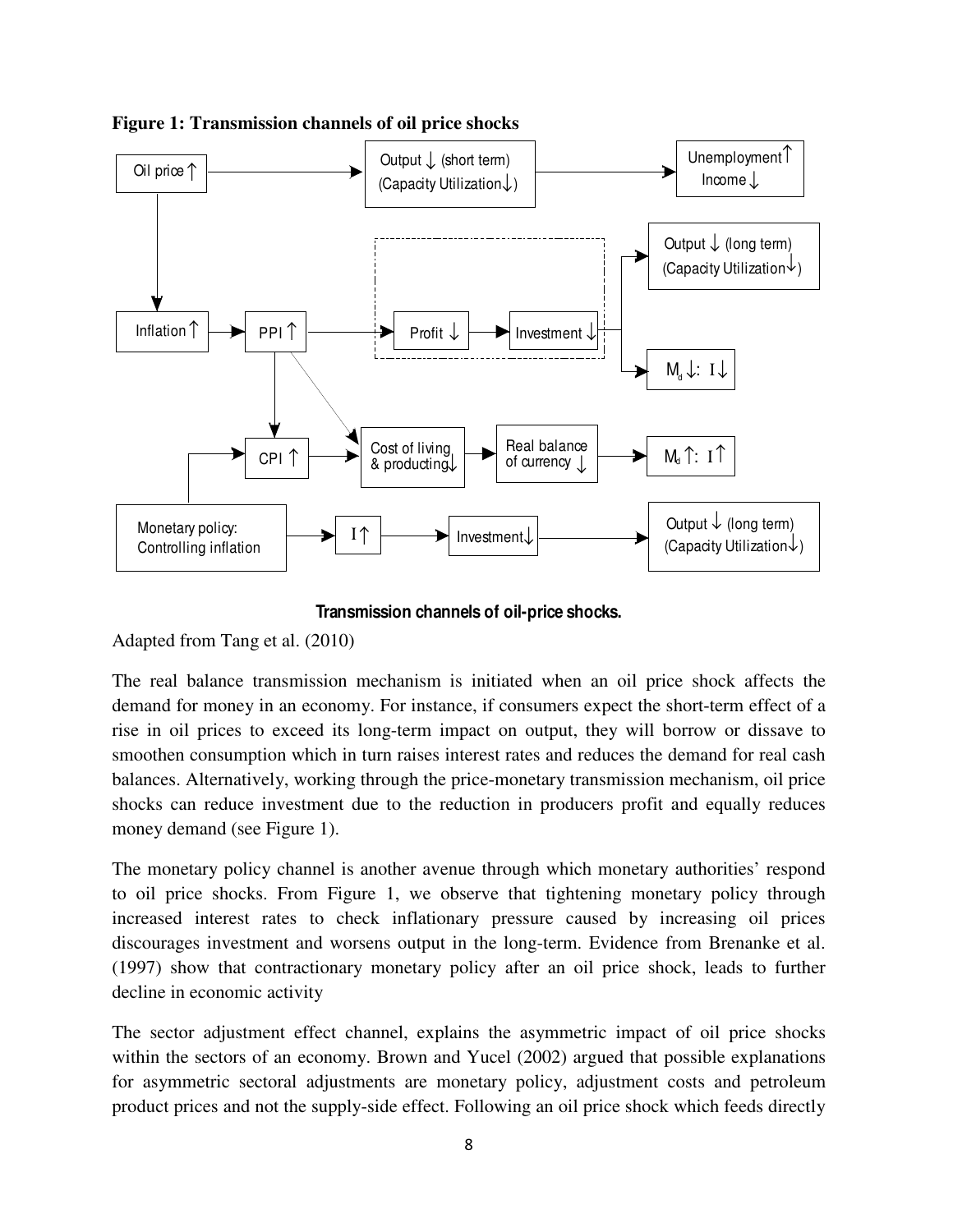**Figure 1: Transmission channels of oil price shocks**

**Transmission channels of oil-price shocks.**

Adapted from Tang et al. (2010)

The real balance transmission mechanism is initiated when an oil price shock affects the demand for money in an economy. For instance, if consumers expect the short-term effect of a rise in oil prices to exceed its long-term impact on output, they will borrow or dissave to smoothen consumption which in turn raises interest rates and reduces the demand for real cash balances. Alternatively, working through the price-monetary transmission mechanism, oil price shocks can reduce investment due to the reduction in producers profit and equally reduces money demand (see Figure 1).

The monetary policy channel is another avenue through which monetary authorities' respond to oil price shocks. From Figure 1, we observe that tightening monetary policy through increased interest rates to check inflationary pressure caused by increasing oil prices discourages investment and worsens output in the long-term. Evidence from Brenanke et al. (1997) show that contractionary monetary policy after an oil price shock, leads to further decline in economic activity

The sector adjustment effect channel, explains the asymmetric impact of oil price shocks within the sectors of an economy. Brown and Yucel (2002) argued that possible explanations for asymmetric sectoral adjustments are monetary policy, adjustment costs and petroleum product prices and not the supply-side effect. Following an oil price shock which feeds directly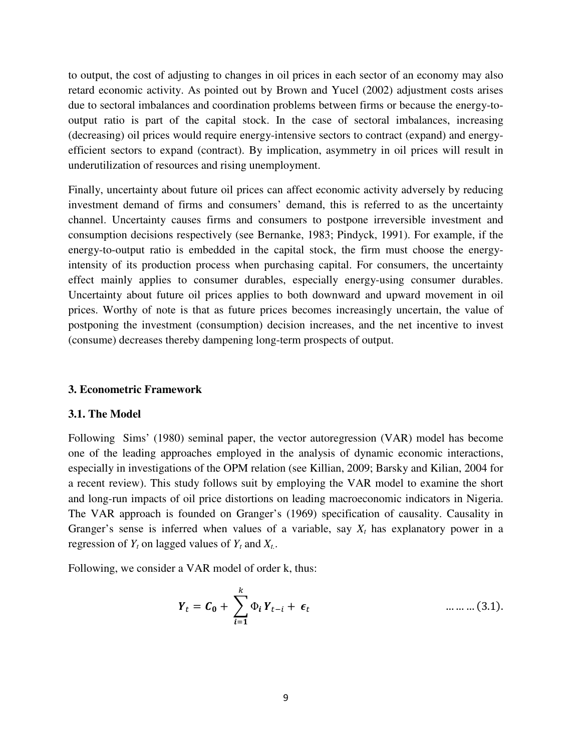to output, the cost of adjusting to changes in oil prices in each sector of an economy may also retard economic activity. As pointed out by Brown and Yucel (2002) adjustment costs arises due to sectoral imbalances and coordination problems between firms or because the energy-to-output ratio is part of the capital stock. In the case of sectoral imbalances, increasing (decreasing) oil prices would require energy-intensive sectors to contract (expand) and energy-efficient sectors to expand (contract). By implication, asymmetry in oil prices will result in underutilization of resources and rising unemployment.

Finally, uncertainty about future oil prices can affect economic activity adversely by reducing investment demand of firms and consumers' demand, this is referred to as the uncertainty channel. Uncertainty causes firms and consumers to postpone irreversible investment and consumption decisions respectively (see Bernanke, 1983; Pindyck, 1991). For example, if the energy-to-output ratio is embedded in the capital stock, the firm must choose the energy-intensity of its production process when purchasing capital. For consumers, the uncertainty effect mainly applies to consumer durables, especially energy-using consumer durables. Uncertainty about future oil prices applies to both downward and upward movement in oil prices. Worthy of note is that as future prices becomes increasingly uncertain, the value of postponing the investment (consumption) decision increases, and the net incentive to invest (consume) decreases thereby dampening long-term prospects of output.

### 3. Econometric Framework

#### 3.1. The Model

Following Sims' (1980) seminal paper, the vector autoregression (VAR) model has become one of the leading approaches employed in the analysis of dynamic economic interactions, especially in investigations of the OPM relation (see Killian, 2009; Barsky and Kilian, 2004 for a recent review). This study follows suit by employing the VAR model to examine the short and long-run impacts of oil price distortions on leading macroeconomic indicators in Nigeria. The VAR approach is founded on Granger's (1969) specification of causality. Causality in Granger's sense is inferred when values of a variable, say $X_t$ has explanatory power in a regression of $Y_t$ on lagged values of $Y_t$ and $X_t$.

Following, we consider a VAR model of order k, thus:

$$\boldsymbol{Y}_t = \boldsymbol{C_0} + \sum_{\boldsymbol{i=1}}^{k} \Phi_{\boldsymbol{i}} \boldsymbol{Y}_{t-i} + \boldsymbol{\epsilon}_t \qquad \ldots\ldots\ldots (3.1).$$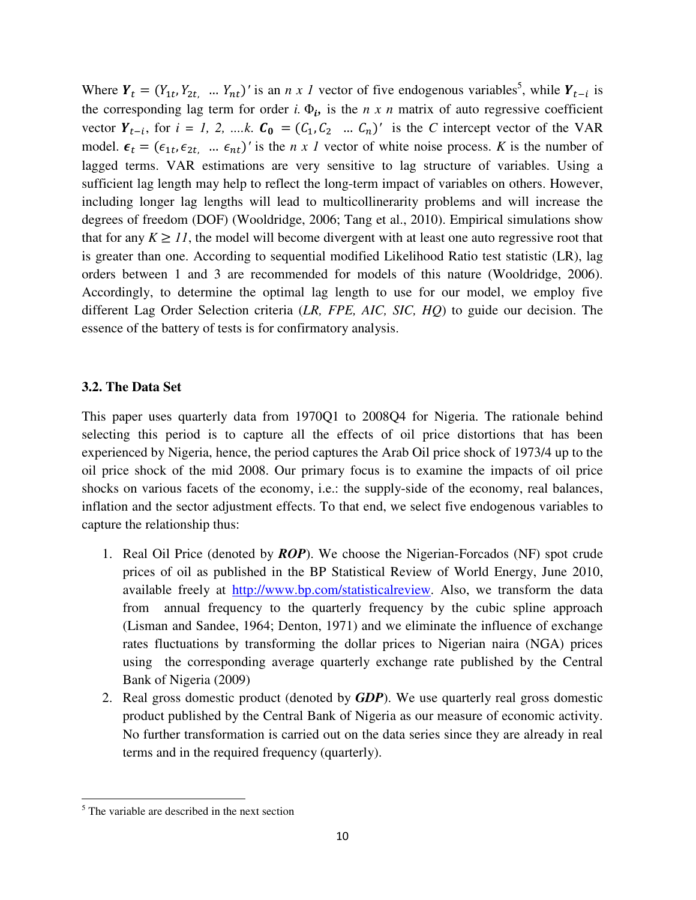Where $\boldsymbol{Y}_t = (Y_{1t}, Y_{2t}, \ \dots \ Y_{nt})'$ is an *n x 1* vector of five endogenous variables[5], while $\boldsymbol{Y}_{t-i}$ is the corresponding lag term for order *i*. $\Phi_{\boldsymbol{i}}$, is the *n x n* matrix of auto regressive coefficient vector $\boldsymbol{Y}_{t-i}$, for *i = 1, 2, ....k*. $\boldsymbol{C_0} = (C_1, C_2 \ \dots \ C_n)'$ is the *C* intercept vector of the VAR model. $\boldsymbol{\epsilon}_t = (\epsilon_{1t}, \epsilon_{2t}, \ \dots \ \epsilon_{nt})'$ is the *n x 1* vector of white noise process. *K* is the number of lagged terms. VAR estimations are very sensitive to lag structure of variables. Using a sufficient lag length may help to reflect the long-term impact of variables on others. However, including longer lag lengths will lead to multicollinearity problems and will increase the degrees of freedom (DOF) (Wooldridge, 2006; Tang et al., 2010). Empirical simulations show that for any $K \geq 11$, the model will become divergent with at least one auto regressive root that is greater than one. According to sequential modified Likelihood Ratio test statistic (LR), lag orders between 1 and 3 are recommended for models of this nature (Wooldridge, 2006). Accordingly, to determine the optimal lag length to use for our model, we employ five different Lag Order Selection criteria (*LR, FPE, AIC, SIC, HQ*) to guide our decision. The essence of the battery of tests is for confirmatory analysis.

### 3.2. The Data Set

This paper uses quarterly data from 1970Q1 to 2008Q4 for Nigeria. The rationale behind selecting this period is to capture all the effects of oil price distortions that has been experienced by Nigeria, hence, the period captures the Arab Oil price shock of 1973/4 up to the oil price shock of the mid 2008. Our primary focus is to examine the impacts of oil price shocks on various facets of the economy, i.e.: the supply-side of the economy, real balances, inflation and the sector adjustment effects. To that end, we select five endogenous variables to capture the relationship thus:

1. Real Oil Price (denoted by ***ROP***). We choose the Nigerian-Forcados (NF) spot crude prices of oil as published in the BP Statistical Review of World Energy, June 2010, available freely at http://www.bp.com/statisticalreview. Also, we transform the data from annual frequency to the quarterly frequency by the cubic spline approach (Lisman and Sandee, 1964; Denton, 1971) and we eliminate the influence of exchange rates fluctuations by transforming the dollar prices to Nigerian naira (NGA) prices using the corresponding average quarterly exchange rate published by the Central Bank of Nigeria (2009)
2. Real gross domestic product (denoted by ***GDP***). We use quarterly real gross domestic product published by the Central Bank of Nigeria as our measure of economic activity. No further transformation is carried out on the data series since they are already in real terms and in the required frequency (quarterly).

[5] The variable are described in the next section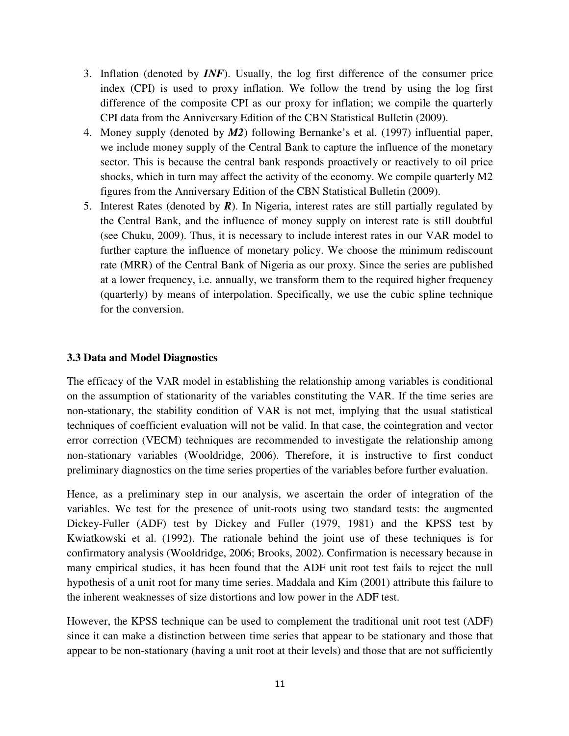3. Inflation (denoted by ***INF***). Usually, the log first difference of the consumer price index (CPI) is used to proxy inflation. We follow the trend by using the log first difference of the composite CPI as our proxy for inflation; we compile the quarterly CPI data from the Anniversary Edition of the CBN Statistical Bulletin (2009).
4. Money supply (denoted by ***M2***) following Bernanke's et al. (1997) influential paper, we include money supply of the Central Bank to capture the influence of the monetary sector. This is because the central bank responds proactively or reactively to oil price shocks, which in turn may affect the activity of the economy. We compile quarterly M2 figures from the Anniversary Edition of the CBN Statistical Bulletin (2009).
5. Interest Rates (denoted by ***R***). In Nigeria, interest rates are still partially regulated by the Central Bank, and the influence of money supply on interest rate is still doubtful (see Chuku, 2009). Thus, it is necessary to include interest rates in our VAR model to further capture the influence of monetary policy. We choose the minimum rediscount rate (MRR) of the Central Bank of Nigeria as our proxy. Since the series are published at a lower frequency, i.e. annually, we transform them to the required higher frequency (quarterly) by means of interpolation. Specifically, we use the cubic spline technique for the conversion.

### 3.3 Data and Model Diagnostics

The efficacy of the VAR model in establishing the relationship among variables is conditional on the assumption of stationarity of the variables constituting the VAR. If the time series are non-stationary, the stability condition of VAR is not met, implying that the usual statistical techniques of coefficient evaluation will not be valid. In that case, the cointegration and vector error correction (VECM) techniques are recommended to investigate the relationship among non-stationary variables (Wooldridge, 2006). Therefore, it is instructive to first conduct preliminary diagnostics on the time series properties of the variables before further evaluation.

Hence, as a preliminary step in our analysis, we ascertain the order of integration of the variables. We test for the presence of unit-roots using two standard tests: the augmented Dickey-Fuller (ADF) test by Dickey and Fuller (1979, 1981) and the KPSS test by Kwiatkowski et al. (1992). The rationale behind the joint use of these techniques is for confirmatory analysis (Wooldridge, 2006; Brooks, 2002). Confirmation is necessary because in many empirical studies, it has been found that the ADF unit root test fails to reject the null hypothesis of a unit root for many time series. Maddala and Kim (2001) attribute this failure to the inherent weaknesses of size distortions and low power in the ADF test.

However, the KPSS technique can be used to complement the traditional unit root test (ADF) since it can make a distinction between time series that appear to be stationary and those that appear to be non-stationary (having a unit root at their levels) and those that are not sufficiently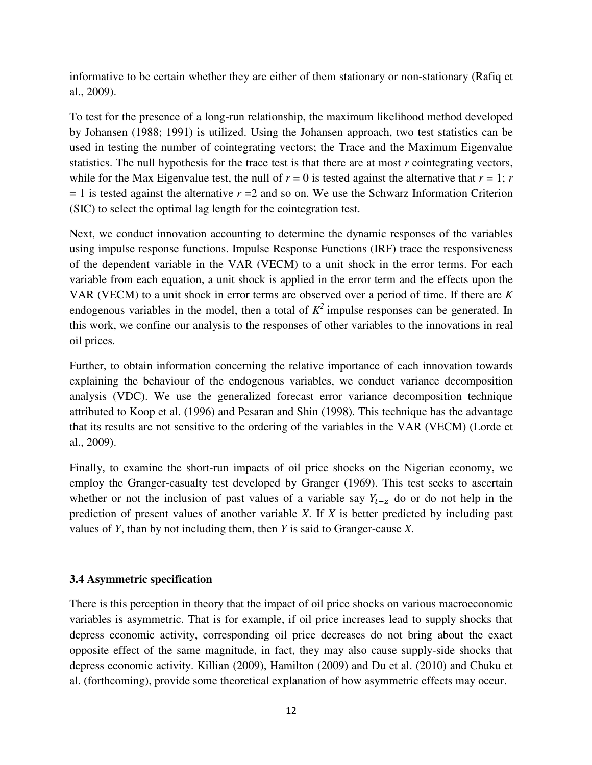informative to be certain whether they are either of them stationary or non-stationary (Rafiq et al., 2009).

To test for the presence of a long-run relationship, the maximum likelihood method developed by Johansen (1988; 1991) is utilized. Using the Johansen approach, two test statistics can be used in testing the number of cointegrating vectors; the Trace and the Maximum Eigenvalue statistics. The null hypothesis for the trace test is that there are at most *r* cointegrating vectors, while for the Max Eigenvalue test, the null of $r = 0$ is tested against the alternative that $r = 1$; $r = 1$ is tested against the alternative $r = 2$ and so on. We use the Schwarz Information Criterion (SIC) to select the optimal lag length for the cointegration test.

Next, we conduct innovation accounting to determine the dynamic responses of the variables using impulse response functions. Impulse Response Functions (IRF) trace the responsiveness of the dependent variable in the VAR (VECM) to a unit shock in the error terms. For each variable from each equation, a unit shock is applied in the error term and the effects upon the VAR (VECM) to a unit shock in error terms are observed over a period of time. If there are $K$ endogenous variables in the model, then a total of $K^2$ impulse responses can be generated. In this work, we confine our analysis to the responses of other variables to the innovations in real oil prices.

Further, to obtain information concerning the relative importance of each innovation towards explaining the behaviour of the endogenous variables, we conduct variance decomposition analysis (VDC). We use the generalized forecast error variance decomposition technique attributed to Koop et al. (1996) and Pesaran and Shin (1998). This technique has the advantage that its results are not sensitive to the ordering of the variables in the VAR (VECM) (Lorde et al., 2009).

Finally, to examine the short-run impacts of oil price shocks on the Nigerian economy, we employ the Granger-casualty test developed by Granger (1969). This test seeks to ascertain whether or not the inclusion of past values of a variable say $Y_{t-z}$ do or do not help in the prediction of present values of another variable $X$. If $X$ is better predicted by including past values of $Y$, than by not including them, then $Y$ is said to Granger-cause $X$.

### 3.4 Asymmetric specification

There is this perception in theory that the impact of oil price shocks on various macroeconomic variables is asymmetric. That is for example, if oil price increases lead to supply shocks that depress economic activity, corresponding oil price decreases do not bring about the exact opposite effect of the same magnitude, in fact, they may also cause supply-side shocks that depress economic activity. Killian (2009), Hamilton (2009) and Du et al. (2010) and Chuku et al. (forthcoming), provide some theoretical explanation of how asymmetric effects may occur.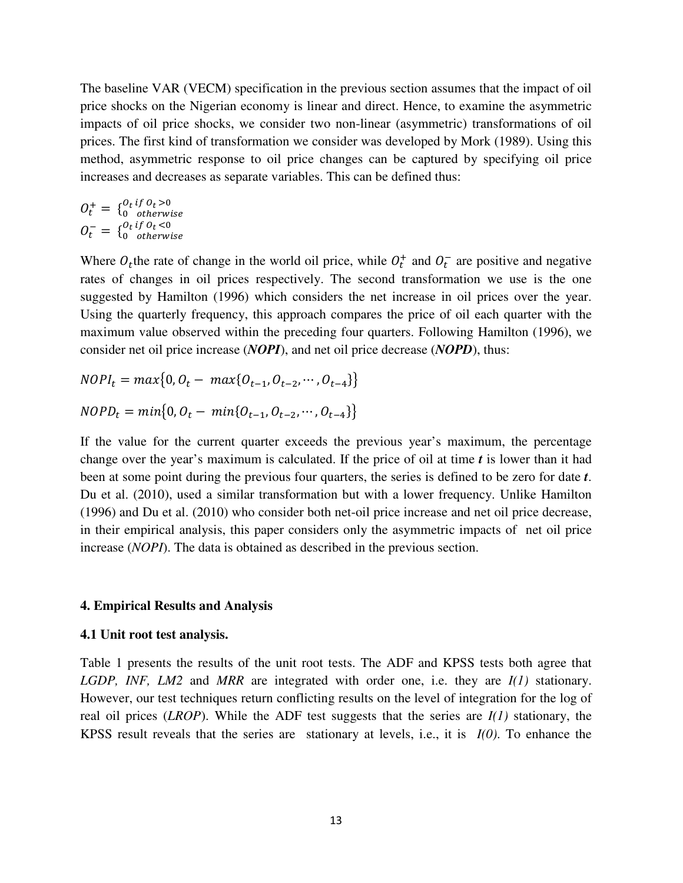The baseline VAR (VECM) specification in the previous section assumes that the impact of oil price shocks on the Nigerian economy is linear and direct. Hence, to examine the asymmetric impacts of oil price shocks, we consider two non-linear (asymmetric) transformations of oil prices. The first kind of transformation we consider was developed by Mork (1989). Using this method, asymmetric response to oil price changes can be captured by specifying oil price increases and decreases as separate variables. This can be defined thus:

$$O_t^+ = \begin{cases} O_t & if\ O_t > 0 \\ 0 & otherwise \end{cases}$$

$$O_t^- = \begin{cases} O_t & if\ O_t < 0 \\ 0 & otherwise \end{cases}$$

Where $O_t$the rate of change in the world oil price, while $O_t^+$ and $O_t^-$ are positive and negative rates of changes in oil prices respectively. The second transformation we use is the one suggested by Hamilton (1996) which considers the net increase in oil prices over the year. Using the quarterly frequency, this approach compares the price of oil each quarter with the maximum value observed within the preceding four quarters. Following Hamilton (1996), we consider net oil price increase (***NOPI***), and net oil price decrease (***NOPD***), thus:

$$NOPI_t = max\{0, O_t - \ max\{O_{t-1}, O_{t-2}, \cdots, O_{t-4}\}\}$$

$$NOPD_t = min\{0, O_t - \ min\{O_{t-1}, O_{t-2}, \cdots, O_{t-4}\}\}$$

If the value for the current quarter exceeds the previous year's maximum, the percentage change over the year's maximum is calculated. If the price of oil at time ***t*** is lower than it had been at some point during the previous four quarters, the series is defined to be zero for date ***t***. Du et al. (2010), used a similar transformation but with a lower frequency. Unlike Hamilton (1996) and Du et al. (2010) who consider both net-oil price increase and net oil price decrease, in their empirical analysis, this paper considers only the asymmetric impacts of net oil price increase (*NOPI*). The data is obtained as described in the previous section.

## 4. Empirical Results and Analysis

### 4.1 Unit root test analysis.

Table 1 presents the results of the unit root tests. The ADF and KPSS tests both agree that *LGDP, INF, LM2* and *MRR* are integrated with order one, i.e. they are *I(1)* stationary. However, our test techniques return conflicting results on the level of integration for the log of real oil prices (*LROP*). While the ADF test suggests that the series are *I(1)* stationary, the KPSS result reveals that the series are stationary at levels, i.e., it is *I(0)*. To enhance the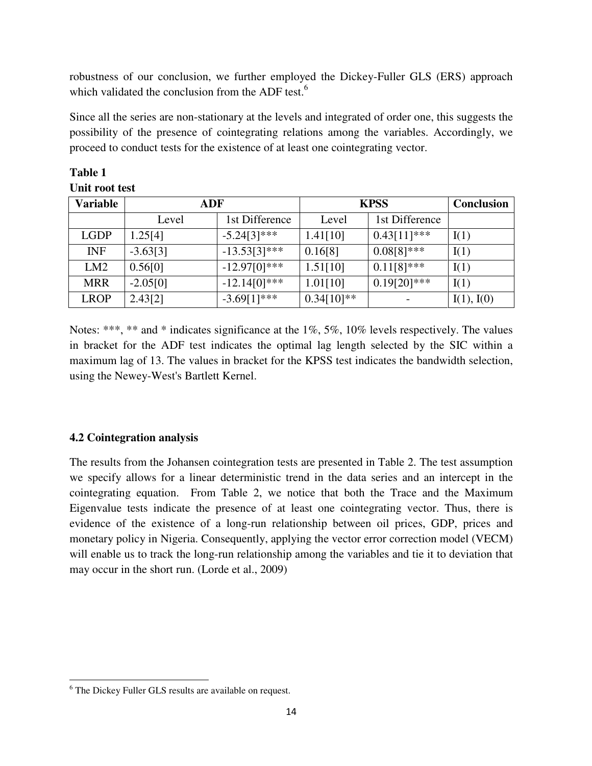robustness of our conclusion, we further employed the Dickey-Fuller GLS (ERS) approach which validated the conclusion from the ADF test.[6]

Since all the series are non-stationary at the levels and integrated of order one, this suggests the possibility of the presence of cointegrating relations among the variables. Accordingly, we proceed to conduct tests for the existence of at least one cointegrating vector.

**Table 1**
**Unit root test**

| Variable | ADF | | KPSS | | Conclusion |
|---|---|---|---|---|---|
| | Level | 1st Difference | Level | 1st Difference | |
| LGDP | 1.25[4] | -5.24[3]*** | 1.41[10] | 0.43[11]*** | I(1) |
| INF | -3.63[3] | -13.53[3]*** | 0.16[8] | 0.08[8]*** | I(1) |
| LM2 | 0.56[0] | -12.97[0]*** | 1.51[10] | 0.11[8]*** | I(1) |
| MRR | -2.05[0] | -12.14[0]*** | 1.01[10] | 0.19[20]*** | I(1) |
| LROP | 2.43[2] | -3.69[1]*** | 0.34[10]** | - | I(1), I(0) |

Notes: ***, ** and * indicates significance at the 1%, 5%, 10% levels respectively. The values in bracket for the ADF test indicates the optimal lag length selected by the SIC within a maximum lag of 13. The values in bracket for the KPSS test indicates the bandwidth selection, using the Newey-West's Bartlett Kernel.

### 4.2 Cointegration analysis

The results from the Johansen cointegration tests are presented in Table 2. The test assumption we specify allows for a linear deterministic trend in the data series and an intercept in the cointegrating equation. From Table 2, we notice that both the Trace and the Maximum Eigenvalue tests indicate the presence of at least one cointegrating vector. Thus, there is evidence of the existence of a long-run relationship between oil prices, GDP, prices and monetary policy in Nigeria. Consequently, applying the vector error correction model (VECM) will enable us to track the long-run relationship among the variables and tie it to deviation that may occur in the short run. (Lorde et al., 2009)

[6] The Dickey Fuller GLS results are available on request.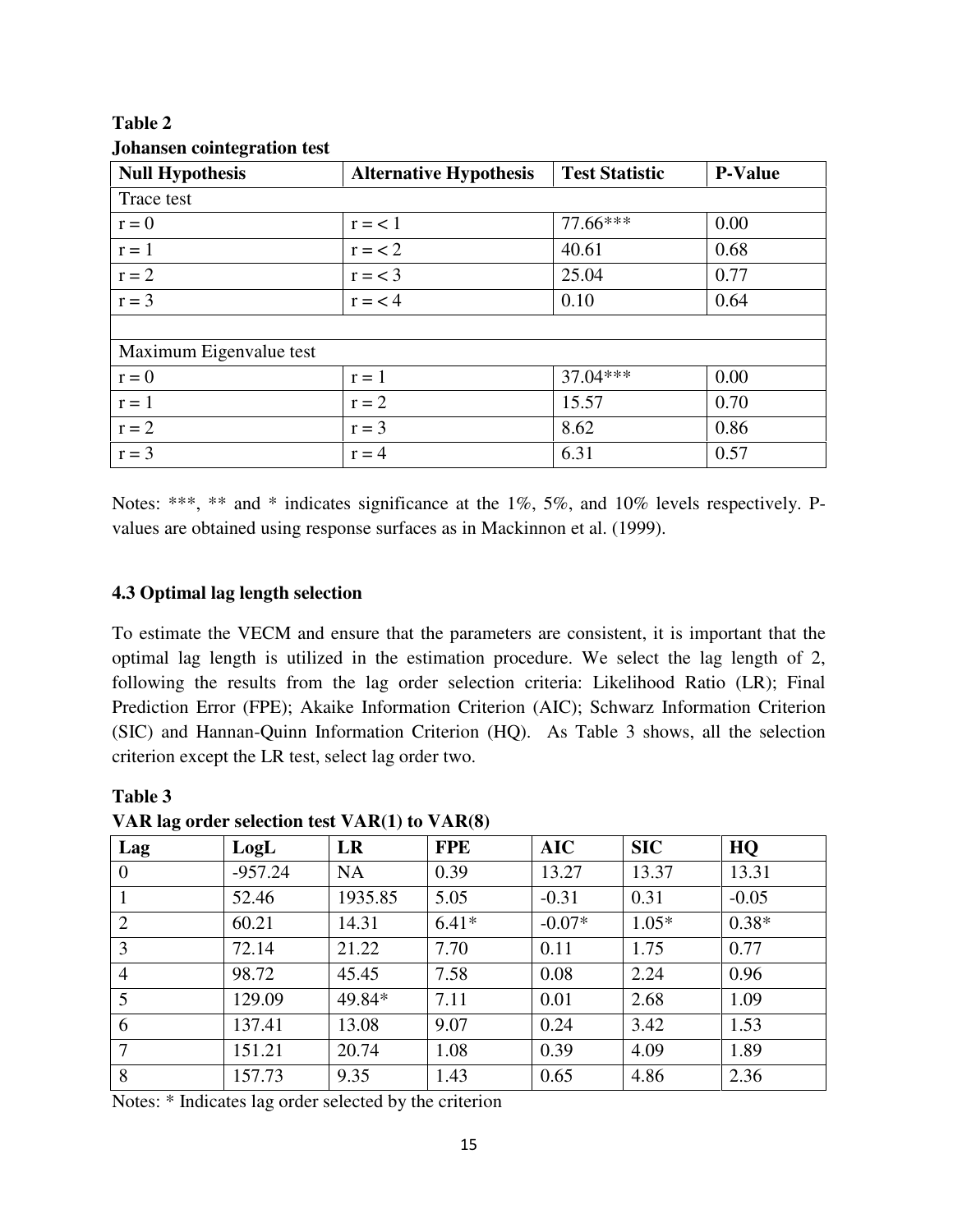**Table 2**
**Johansen cointegration test**

| Null Hypothesis | Alternative Hypothesis | Test Statistic | P-Value |
|---|---|---|---|
| Trace test | | | |
| r = 0 | r = < 1 | 77.66*** | 0.00 |
| r = 1 | r = < 2 | 40.61 | 0.68 |
| r = 2 | r = < 3 | 25.04 | 0.77 |
| r = 3 | r = < 4 | 0.10 | 0.64 |
| | | | |
| Maximum Eigenvalue test | | | |
| r = 0 | r = 1 | 37.04*** | 0.00 |
| r = 1 | r = 2 | 15.57 | 0.70 |
| r = 2 | r = 3 | 8.62 | 0.86 |
| r = 3 | r = 4 | 6.31 | 0.57 |

Notes: ***, ** and * indicates significance at the 1%, 5%, and 10% levels respectively. P-values are obtained using response surfaces as in Mackinnon et al. (1999).

### 4.3 Optimal lag length selection

To estimate the VECM and ensure that the parameters are consistent, it is important that the optimal lag length is utilized in the estimation procedure. We select the lag length of 2, following the results from the lag order selection criteria: Likelihood Ratio (LR); Final Prediction Error (FPE); Akaike Information Criterion (AIC); Schwarz Information Criterion (SIC) and Hannan-Quinn Information Criterion (HQ). As Table 3 shows, all the selection criterion except the LR test, select lag order two.

**Table 3**
**VAR lag order selection test VAR(1) to VAR(8)**

| Lag | LogL | LR | FPE | AIC | SIC | HQ |
|---|---|---|---|---|---|---|
| 0 | -957.24 | NA | 0.39 | 13.27 | 13.37 | 13.31 |
| 1 | 52.46 | 1935.85 | 5.05 | -0.31 | 0.31 | -0.05 |
| 2 | 60.21 | 14.31 | 6.41* | -0.07* | 1.05* | 0.38* |
| 3 | 72.14 | 21.22 | 7.70 | 0.11 | 1.75 | 0.77 |
| 4 | 98.72 | 45.45 | 7.58 | 0.08 | 2.24 | 0.96 |
| 5 | 129.09 | 49.84* | 7.11 | 0.01 | 2.68 | 1.09 |
| 6 | 137.41 | 13.08 | 9.07 | 0.24 | 3.42 | 1.53 |
| 7 | 151.21 | 20.74 | 1.08 | 0.39 | 4.09 | 1.89 |
| 8 | 157.73 | 9.35 | 1.43 | 0.65 | 4.86 | 2.36 |

Notes: * Indicates lag order selected by the criterion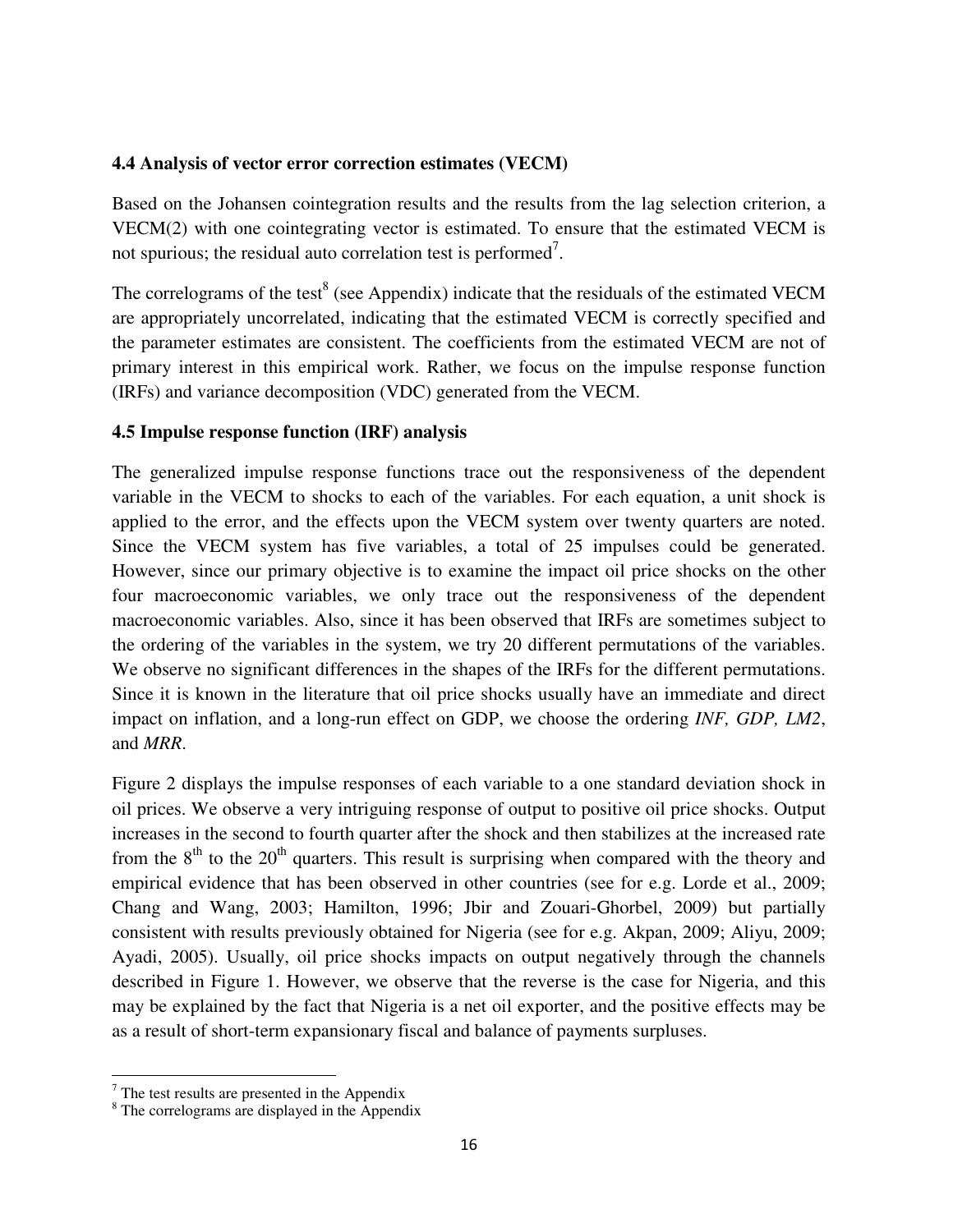### 4.4 Analysis of vector error correction estimates (VECM)

Based on the Johansen cointegration results and the results from the lag selection criterion, a VECM(2) with one cointegrating vector is estimated. To ensure that the estimated VECM is not spurious; the residual auto correlation test is performed[7].

The correlograms of the test[8] (see Appendix) indicate that the residuals of the estimated VECM are appropriately uncorrelated, indicating that the estimated VECM is correctly specified and the parameter estimates are consistent. The coefficients from the estimated VECM are not of primary interest in this empirical work. Rather, we focus on the impulse response function (IRFs) and variance decomposition (VDC) generated from the VECM.

### 4.5 Impulse response function (IRF) analysis

The generalized impulse response functions trace out the responsiveness of the dependent variable in the VECM to shocks to each of the variables. For each equation, a unit shock is applied to the error, and the effects upon the VECM system over twenty quarters are noted. Since the VECM system has five variables, a total of 25 impulses could be generated. However, since our primary objective is to examine the impact oil price shocks on the other four macroeconomic variables, we only trace out the responsiveness of the dependent macroeconomic variables. Also, since it has been observed that IRFs are sometimes subject to the ordering of the variables in the system, we try 20 different permutations of the variables. We observe no significant differences in the shapes of the IRFs for the different permutations. Since it is known in the literature that oil price shocks usually have an immediate and direct impact on inflation, and a long-run effect on GDP, we choose the ordering *INF, GDP, LM2*, and *MRR*.

Figure 2 displays the impulse responses of each variable to a one standard deviation shock in oil prices. We observe a very intriguing response of output to positive oil price shocks. Output increases in the second to fourth quarter after the shock and then stabilizes at the increased rate from the $8^{th}$ to the $20^{th}$ quarters. This result is surprising when compared with the theory and empirical evidence that has been observed in other countries (see for e.g. Lorde et al., 2009; Chang and Wang, 2003; Hamilton, 1996; Jbir and Zouari-Ghorbel, 2009) but partially consistent with results previously obtained for Nigeria (see for e.g. Akpan, 2009; Aliyu, 2009; Ayadi, 2005). Usually, oil price shocks impacts on output negatively through the channels described in Figure 1. However, we observe that the reverse is the case for Nigeria, and this may be explained by the fact that Nigeria is a net oil exporter, and the positive effects may be as a result of short-term expansionary fiscal and balance of payments surpluses.

[7] The test results are presented in the Appendix

[8] The correlograms are displayed in the Appendix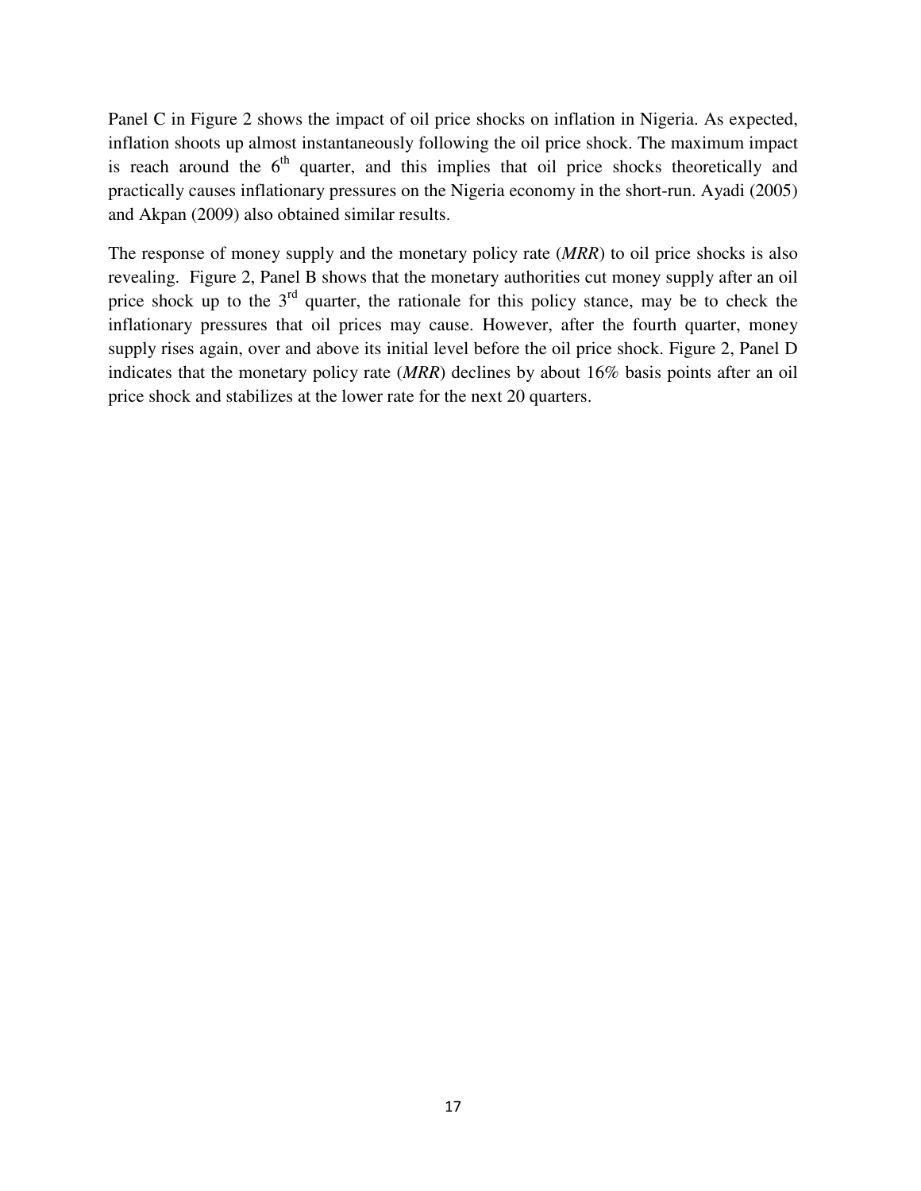Panel C in Figure 2 shows the impact of oil price shocks on inflation in Nigeria. As expected, inflation shoots up almost instantaneously following the oil price shock. The maximum impact is reach around the 6th quarter, and this implies that oil price shocks theoretically and practically causes inflationary pressures on the Nigeria economy in the short-run. Ayadi (2005) and Akpan (2009) also obtained similar results.

The response of money supply and the monetary policy rate (*MRR*) to oil price shocks is also revealing. Figure 2, Panel B shows that the monetary authorities cut money supply after an oil price shock up to the 3rd quarter, the rationale for this policy stance, may be to check the inflationary pressures that oil prices may cause. However, after the fourth quarter, money supply rises again, over and above its initial level before the oil price shock. Figure 2, Panel D indicates that the monetary policy rate (*MRR*) declines by about 16% basis points after an oil price shock and stabilizes at the lower rate for the next 20 quarters.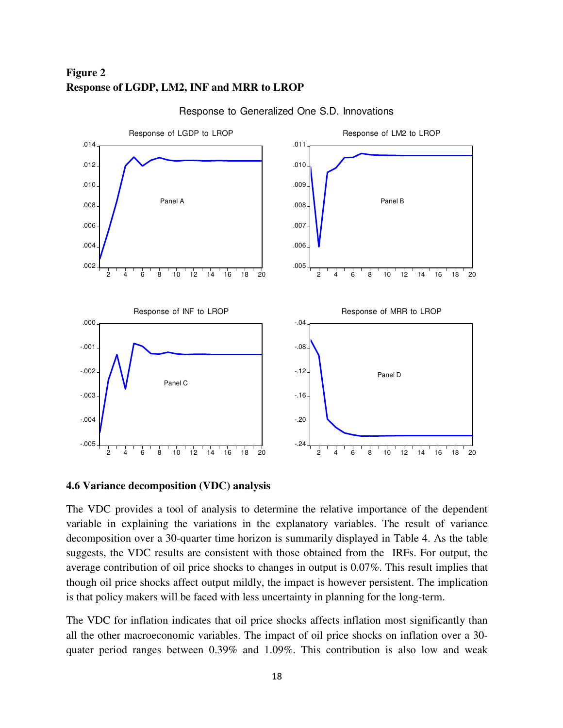**Figure 2**
**Response of LGDP, LM2, INF and MRR to LROP**

### 4.6 Variance decomposition (VDC) analysis

The VDC provides a tool of analysis to determine the relative importance of the dependent variable in explaining the variations in the explanatory variables. The result of variance decomposition over a 30-quarter time horizon is summarily displayed in Table 4. As the table suggests, the VDC results are consistent with those obtained from the IRFs. For output, the average contribution of oil price shocks to changes in output is 0.07%. This result implies that though oil price shocks affect output mildly, the impact is however persistent. The implication is that policy makers will be faced with less uncertainty in planning for the long-term.

The VDC for inflation indicates that oil price shocks affects inflation most significantly than all the other macroeconomic variables. The impact of oil price shocks on inflation over a 30-quater period ranges between 0.39% and 1.09%. This contribution is also low and weak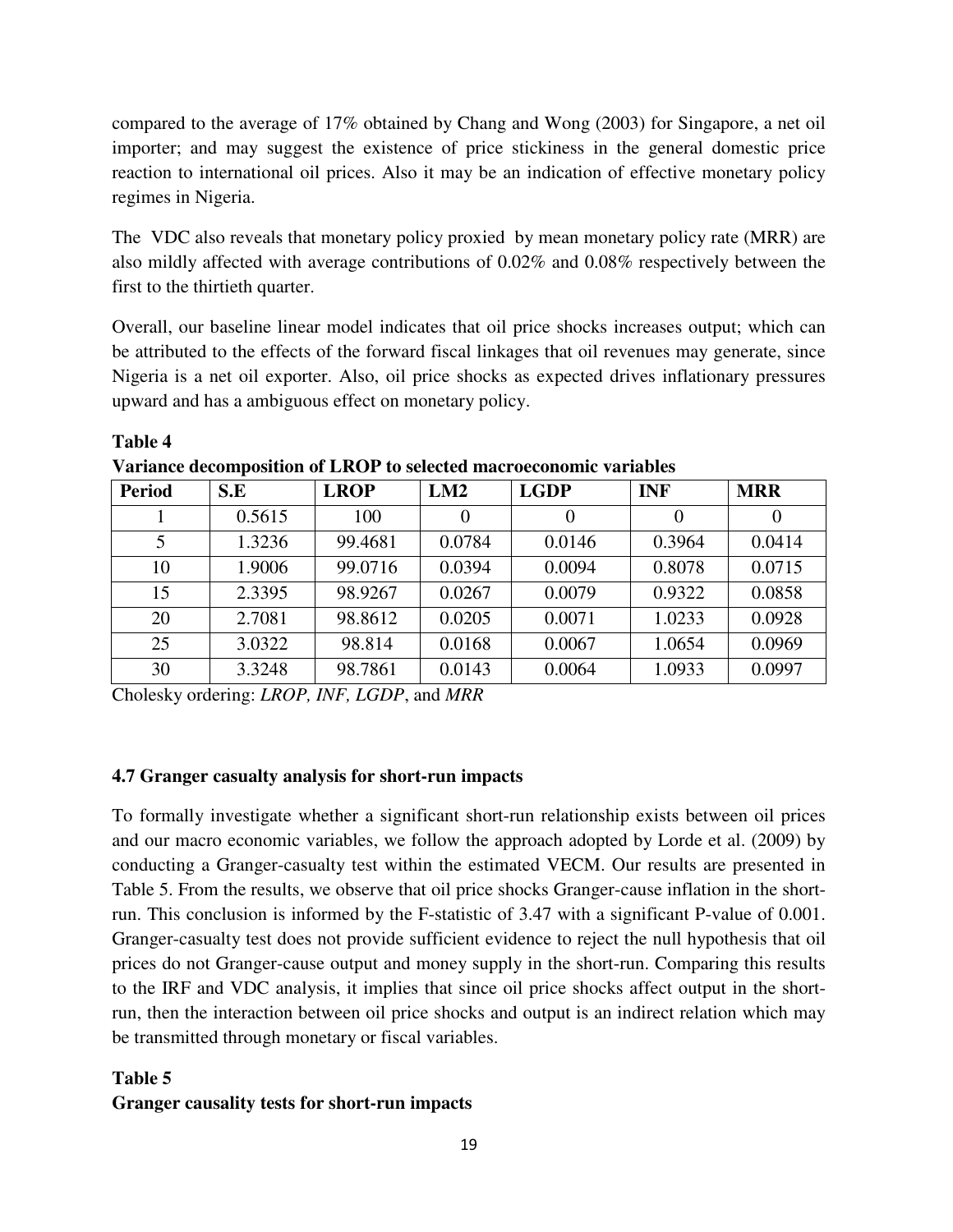compared to the average of 17% obtained by Chang and Wong (2003) for Singapore, a net oil importer; and may suggest the existence of price stickiness in the general domestic price reaction to international oil prices. Also it may be an indication of effective monetary policy regimes in Nigeria.

The VDC also reveals that monetary policy proxied by mean monetary policy rate (MRR) are also mildly affected with average contributions of 0.02% and 0.08% respectively between the first to the thirtieth quarter.

Overall, our baseline linear model indicates that oil price shocks increases output; which can be attributed to the effects of the forward fiscal linkages that oil revenues may generate, since Nigeria is a net oil exporter. Also, oil price shocks as expected drives inflationary pressures upward and has a ambiguous effect on monetary policy.

**Table 4**

**Variance decomposition of LROP to selected macroeconomic variables**

| Period | S.E | LROP | LM2 | LGDP | INF | MRR |
|---|---|---|---|---|---|---|
| 1 | 0.5615 | 100 | 0 | 0 | 0 | 0 |
| 5 | 1.3236 | 99.4681 | 0.0784 | 0.0146 | 0.3964 | 0.0414 |
| 10 | 1.9006 | 99.0716 | 0.0394 | 0.0094 | 0.8078 | 0.0715 |
| 15 | 2.3395 | 98.9267 | 0.0267 | 0.0079 | 0.9322 | 0.0858 |
| 20 | 2.7081 | 98.8612 | 0.0205 | 0.0071 | 1.0233 | 0.0928 |
| 25 | 3.0322 | 98.814 | 0.0168 | 0.0067 | 1.0654 | 0.0969 |
| 30 | 3.3248 | 98.7861 | 0.0143 | 0.0064 | 1.0933 | 0.0997 |

Cholesky ordering: *LROP, INF, LGDP*, and *MRR*

### 4.7 Granger casualty analysis for short-run impacts

To formally investigate whether a significant short-run relationship exists between oil prices and our macro economic variables, we follow the approach adopted by Lorde et al. (2009) by conducting a Granger-casualty test within the estimated VECM. Our results are presented in Table 5. From the results, we observe that oil price shocks Granger-cause inflation in the short-run. This conclusion is informed by the F-statistic of 3.47 with a significant P-value of 0.001. Granger-casualty test does not provide sufficient evidence to reject the null hypothesis that oil prices do not Granger-cause output and money supply in the short-run. Comparing this results to the IRF and VDC analysis, it implies that since oil price shocks affect output in the short-run, then the interaction between oil price shocks and output is an indirect relation which may be transmitted through monetary or fiscal variables.

**Table 5**

**Granger causality tests for short-run impacts**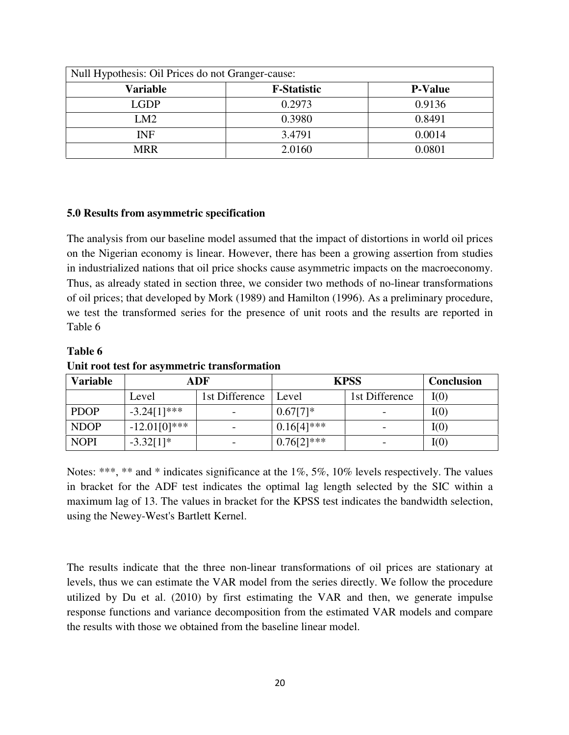| Null Hypothesis: Oil Prices do not Granger-cause: | | |
| --- | --- | --- |
| **Variable** | **F-Statistic** | **P-Value** |
| LGDP | 0.2973 | 0.9136 |
| LM2 | 0.3980 | 0.8491 |
| INF | 3.4791 | 0.0014 |
| MRR | 2.0160 | 0.0801 |

## 5.0 Results from asymmetric specification

The analysis from our baseline model assumed that the impact of distortions in world oil prices on the Nigerian economy is linear. However, there has been a growing assertion from studies in industrialized nations that oil price shocks cause asymmetric impacts on the macroeconomy. Thus, as already stated in section three, we consider two methods of no-linear transformations of oil prices; that developed by Mork (1989) and Hamilton (1996). As a preliminary procedure, we test the transformed series for the presence of unit roots and the results are reported in Table 6

**Table 6**

**Unit root test for asymmetric transformation**

| **Variable** | **ADF** | | **KPSS** | | **Conclusion** |
| --- | --- | --- | --- | --- | --- |
| | Level | 1st Difference | Level | 1st Difference | I(0) |
| PDOP | -3.24[1]*** | - | 0.67[7]* | - | I(0) |
| NDOP | -12.01[0]*** | - | 0.16[4]*** | - | I(0) |
| NOPI | -3.32[1]* | - | 0.76[2]*** | - | I(0) |

Notes: ***, ** and * indicates significance at the 1%, 5%, 10% levels respectively. The values in bracket for the ADF test indicates the optimal lag length selected by the SIC within a maximum lag of 13. The values in bracket for the KPSS test indicates the bandwidth selection, using the Newey-West's Bartlett Kernel.

The results indicate that the three non-linear transformations of oil prices are stationary at levels, thus we can estimate the VAR model from the series directly. We follow the procedure utilized by Du et al. (2010) by first estimating the VAR and then, we generate impulse response functions and variance decomposition from the estimated VAR models and compare the results with those we obtained from the baseline linear model.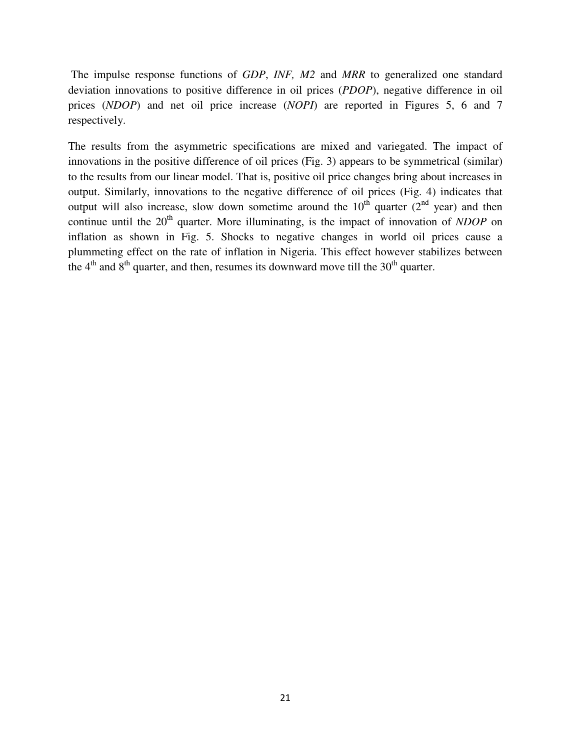The impulse response functions of *GDP*, *INF, M2* and *MRR* to generalized one standard deviation innovations to positive difference in oil prices (*PDOP*), negative difference in oil prices (*NDOP*) and net oil price increase (*NOPI*) are reported in Figures 5, 6 and 7 respectively.

The results from the asymmetric specifications are mixed and variegated. The impact of innovations in the positive difference of oil prices (Fig. 3) appears to be symmetrical (similar) to the results from our linear model. That is, positive oil price changes bring about increases in output. Similarly, innovations to the negative difference of oil prices (Fig. 4) indicates that output will also increase, slow down sometime around the 10th quarter (2nd year) and then continue until the 20th quarter. More illuminating, is the impact of innovation of *NDOP* on inflation as shown in Fig. 5. Shocks to negative changes in world oil prices cause a plummeting effect on the rate of inflation in Nigeria. This effect however stabilizes between the 4th and 8th quarter, and then, resumes its downward move till the 30th quarter.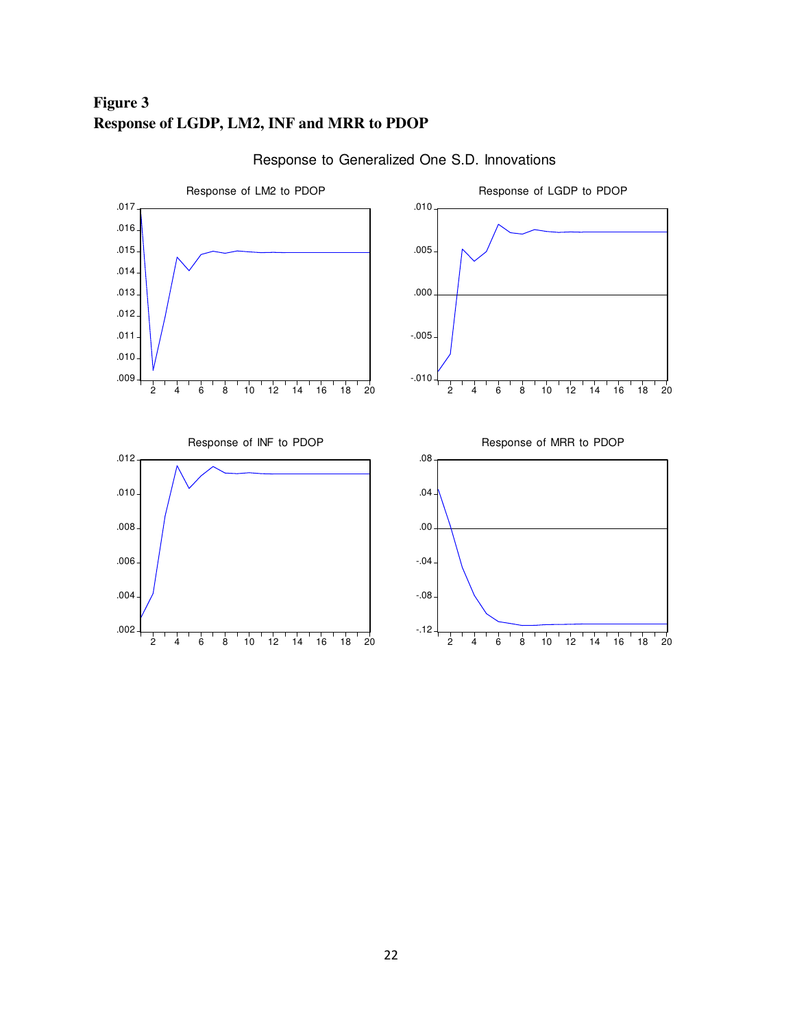**Figure 3**
**Response of LGDP, LM2, INF and MRR to PDOP**

Response to Generalized One S.D. Innovations

Response of LM2 to PDOP

Response of LGDP to PDOP

Response of INF to PDOP

Response of MRR to PDOP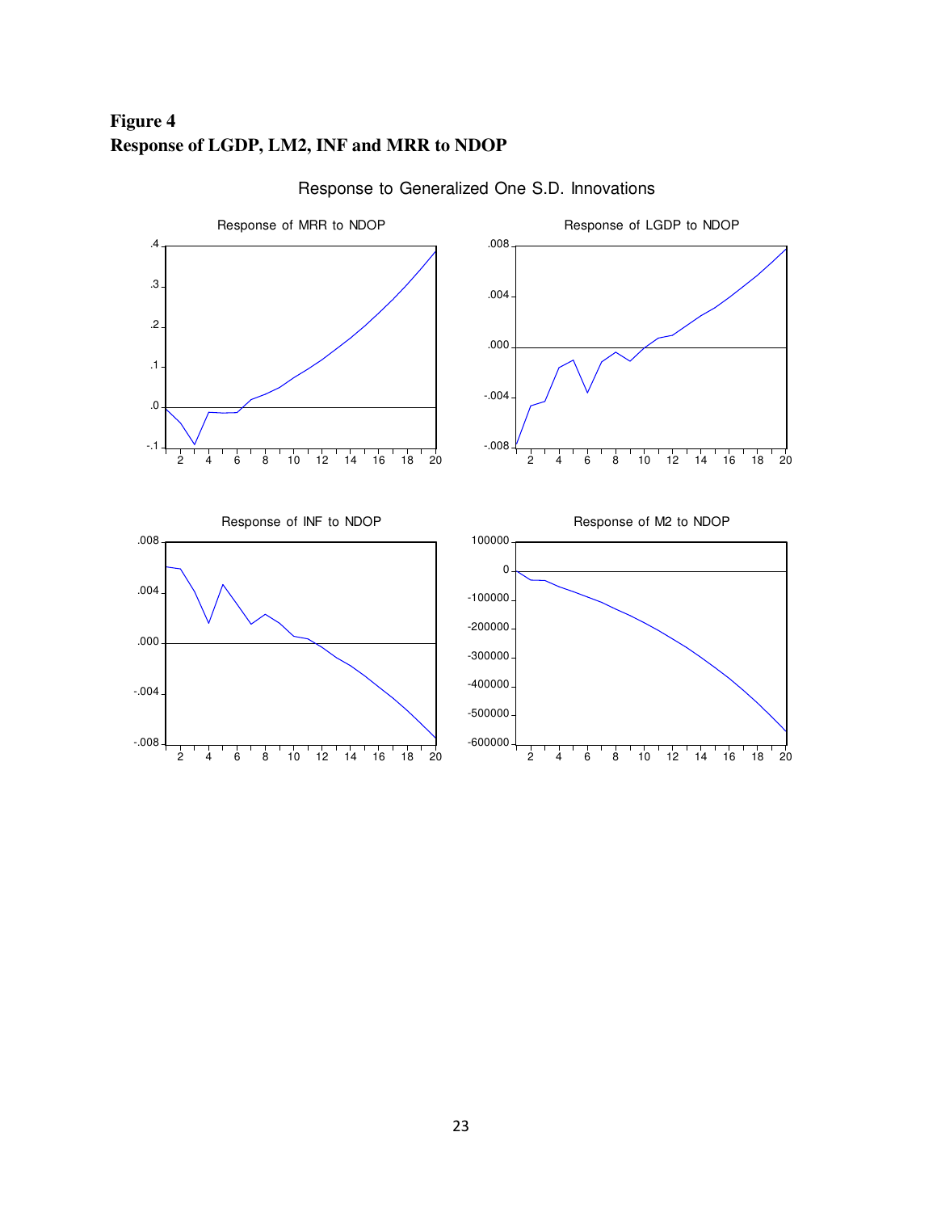**Figure 4**
**Response of LGDP, LM2, INF and MRR to NDOP**

Response to Generalized One S.D. Innovations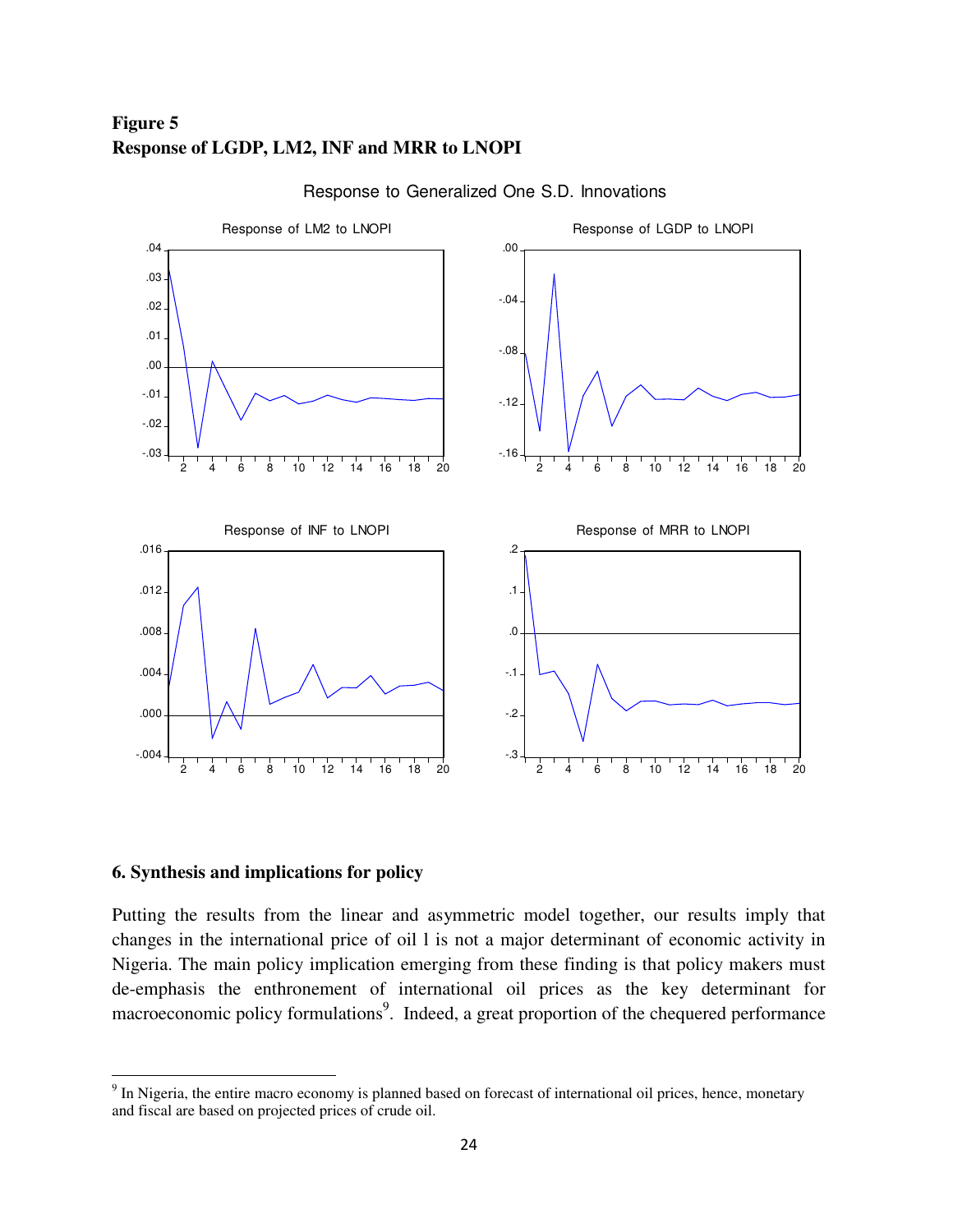**Figure 5**
**Response of LGDP, LM2, INF and MRR to LNOPI**

## 6. Synthesis and implications for policy

Putting the results from the linear and asymmetric model together, our results imply that changes in the international price of oil l is not a major determinant of economic activity in Nigeria. The main policy implication emerging from these finding is that policy makers must de-emphasis the enthronement of international oil prices as the key determinant for macroeconomic policy formulations[9]. Indeed, a great proportion of the chequered performance

[9] In Nigeria, the entire macro economy is planned based on forecast of international oil prices, hence, monetary and fiscal are based on projected prices of crude oil.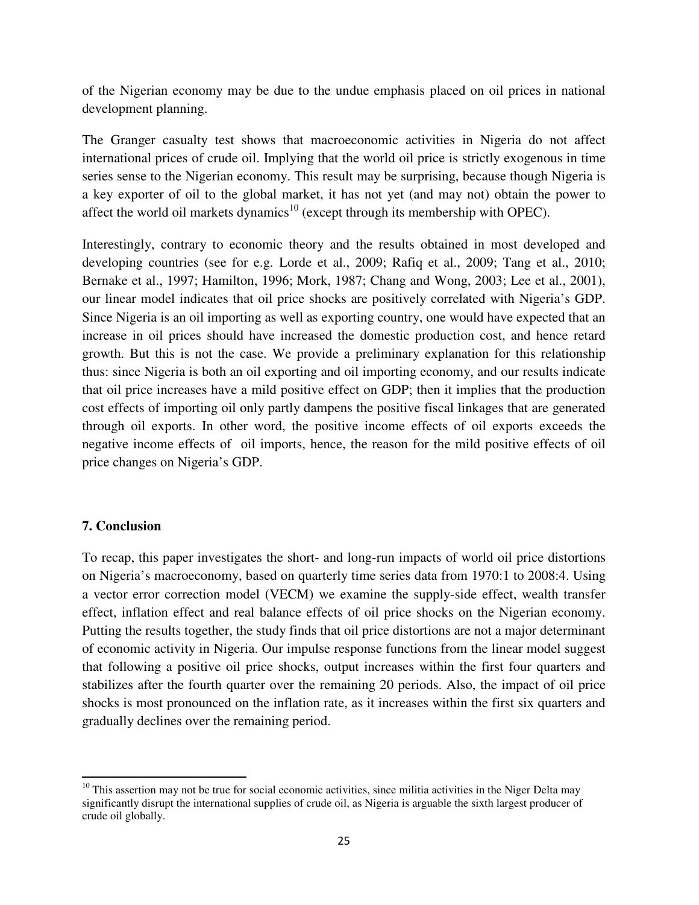of the Nigerian economy may be due to the undue emphasis placed on oil prices in national development planning.

The Granger casualty test shows that macroeconomic activities in Nigeria do not affect international prices of crude oil. Implying that the world oil price is strictly exogenous in time series sense to the Nigerian economy. This result may be surprising, because though Nigeria is a key exporter of oil to the global market, it has not yet (and may not) obtain the power to affect the world oil markets dynamics[10] (except through its membership with OPEC).

Interestingly, contrary to economic theory and the results obtained in most developed and developing countries (see for e.g. Lorde et al., 2009; Rafiq et al., 2009; Tang et al., 2010; Bernake et al., 1997; Hamilton, 1996; Mork, 1987; Chang and Wong, 2003; Lee et al., 2001), our linear model indicates that oil price shocks are positively correlated with Nigeria's GDP. Since Nigeria is an oil importing as well as exporting country, one would have expected that an increase in oil prices should have increased the domestic production cost, and hence retard growth. But this is not the case. We provide a preliminary explanation for this relationship thus: since Nigeria is both an oil exporting and oil importing economy, and our results indicate that oil price increases have a mild positive effect on GDP; then it implies that the production cost effects of importing oil only partly dampens the positive fiscal linkages that are generated through oil exports. In other word, the positive income effects of oil exports exceeds the negative income effects of oil imports, hence, the reason for the mild positive effects of oil price changes on Nigeria's GDP.

## 7. Conclusion

To recap, this paper investigates the short- and long-run impacts of world oil price distortions on Nigeria's macroeconomy, based on quarterly time series data from 1970:1 to 2008:4. Using a vector error correction model (VECM) we examine the supply-side effect, wealth transfer effect, inflation effect and real balance effects of oil price shocks on the Nigerian economy. Putting the results together, the study finds that oil price distortions are not a major determinant of economic activity in Nigeria. Our impulse response functions from the linear model suggest that following a positive oil price shocks, output increases within the first four quarters and stabilizes after the fourth quarter over the remaining 20 periods. Also, the impact of oil price shocks is most pronounced on the inflation rate, as it increases within the first six quarters and gradually declines over the remaining period.

---

[10] This assertion may not be true for social economic activities, since militia activities in the Niger Delta may significantly disrupt the international supplies of crude oil, as Nigeria is arguable the sixth largest producer of crude oil globally.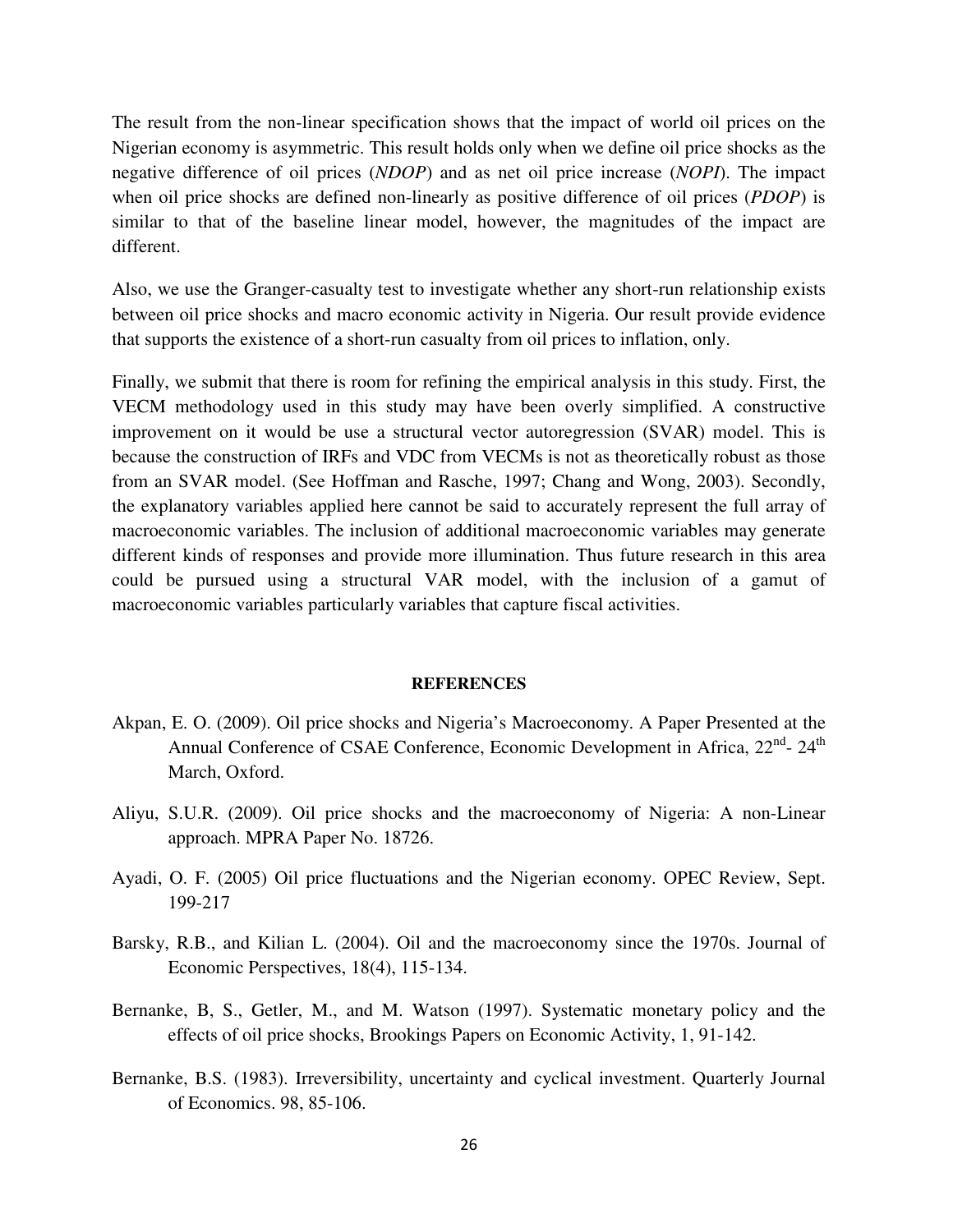The result from the non-linear specification shows that the impact of world oil prices on the Nigerian economy is asymmetric. This result holds only when we define oil price shocks as the negative difference of oil prices (*NDOP*) and as net oil price increase (*NOPI*). The impact when oil price shocks are defined non-linearly as positive difference of oil prices (*PDOP*) is similar to that of the baseline linear model, however, the magnitudes of the impact are different.

Also, we use the Granger-casualty test to investigate whether any short-run relationship exists between oil price shocks and macro economic activity in Nigeria. Our result provide evidence that supports the existence of a short-run casualty from oil prices to inflation, only.

Finally, we submit that there is room for refining the empirical analysis in this study. First, the VECM methodology used in this study may have been overly simplified. A constructive improvement on it would be use a structural vector autoregression (SVAR) model. This is because the construction of IRFs and VDC from VECMs is not as theoretically robust as those from an SVAR model. (See Hoffman and Rasche, 1997; Chang and Wong, 2003). Secondly, the explanatory variables applied here cannot be said to accurately represent the full array of macroeconomic variables. The inclusion of additional macroeconomic variables may generate different kinds of responses and provide more illumination. Thus future research in this area could be pursued using a structural VAR model, with the inclusion of a gamut of macroeconomic variables particularly variables that capture fiscal activities.

## REFERENCES

Akpan, E. O. (2009). Oil price shocks and Nigeria's Macroeconomy. A Paper Presented at the Annual Conference of CSAE Conference, Economic Development in Africa, 22nd- 24th March, Oxford.

Aliyu, S.U.R. (2009). Oil price shocks and the macroeconomy of Nigeria: A non-Linear approach. MPRA Paper No. 18726.

Ayadi, O. F. (2005) Oil price fluctuations and the Nigerian economy. OPEC Review, Sept. 199-217

Barsky, R.B., and Kilian L. (2004). Oil and the macroeconomy since the 1970s. Journal of Economic Perspectives, 18(4), 115-134.

Bernanke, B, S., Getler, M., and M. Watson (1997). Systematic monetary policy and the effects of oil price shocks, Brookings Papers on Economic Activity, 1, 91-142.

Bernanke, B.S. (1983). Irreversibility, uncertainty and cyclical investment. Quarterly Journal of Economics. 98, 85-106.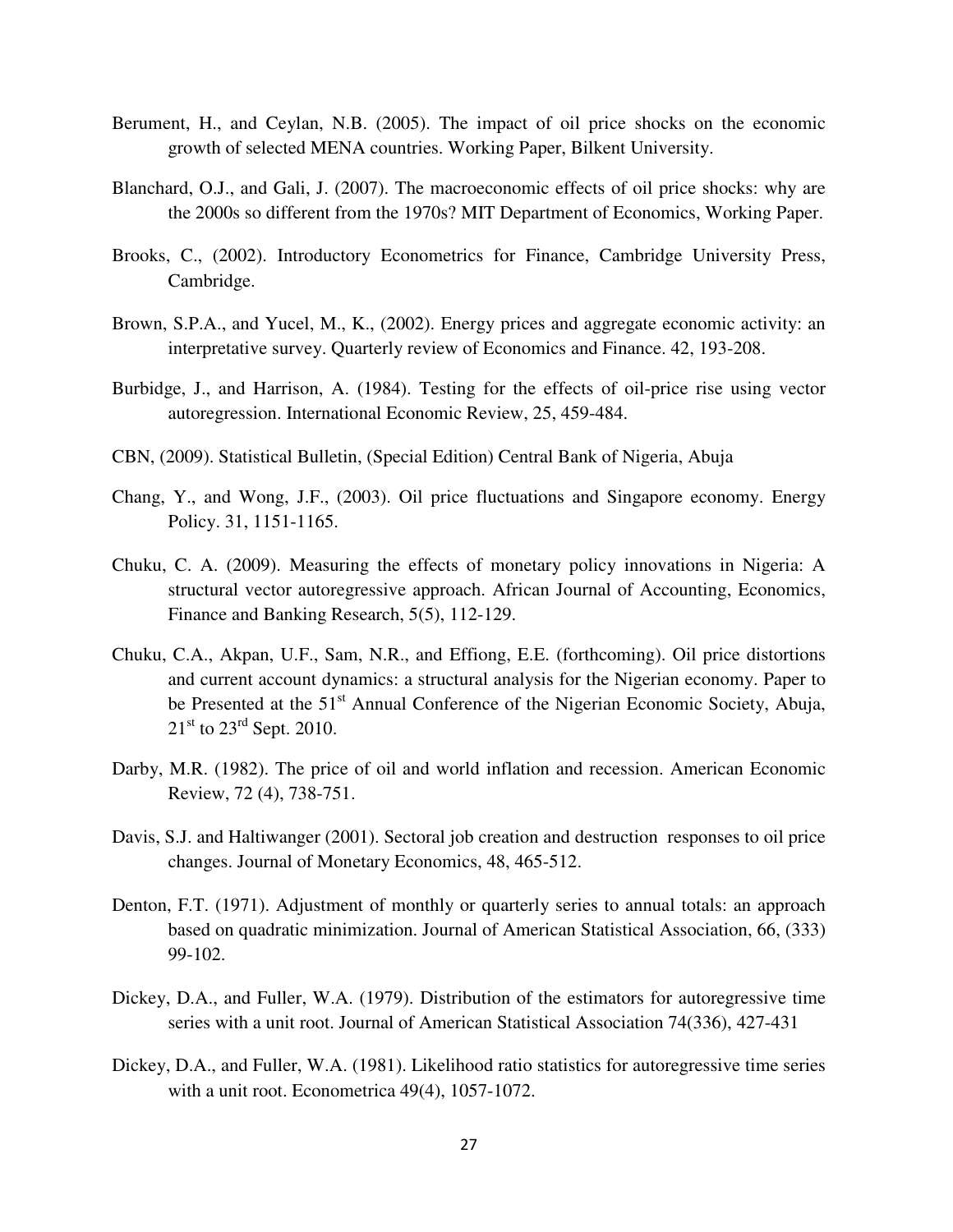Berument, H., and Ceylan, N.B. (2005). The impact of oil price shocks on the economic growth of selected MENA countries. Working Paper, Bilkent University.

Blanchard, O.J., and Gali, J. (2007). The macroeconomic effects of oil price shocks: why are the 2000s so different from the 1970s? MIT Department of Economics, Working Paper.

Brooks, C., (2002). Introductory Econometrics for Finance, Cambridge University Press, Cambridge.

Brown, S.P.A., and Yucel, M., K., (2002). Energy prices and aggregate economic activity: an interpretative survey. Quarterly review of Economics and Finance. 42, 193-208.

Burbidge, J., and Harrison, A. (1984). Testing for the effects of oil-price rise using vector autoregression. International Economic Review, 25, 459-484.

CBN, (2009). Statistical Bulletin, (Special Edition) Central Bank of Nigeria, Abuja

Chang, Y., and Wong, J.F., (2003). Oil price fluctuations and Singapore economy. Energy Policy. 31, 1151-1165.

Chuku, C. A. (2009). Measuring the effects of monetary policy innovations in Nigeria: A structural vector autoregressive approach. African Journal of Accounting, Economics, Finance and Banking Research, 5(5), 112-129.

Chuku, C.A., Akpan, U.F., Sam, N.R., and Effiong, E.E. (forthcoming). Oil price distortions and current account dynamics: a structural analysis for the Nigerian economy. Paper to be Presented at the 51st Annual Conference of the Nigerian Economic Society, Abuja, 21st to 23rd Sept. 2010.

Darby, M.R. (1982). The price of oil and world inflation and recession. American Economic Review, 72 (4), 738-751.

Davis, S.J. and Haltiwanger (2001). Sectoral job creation and destruction responses to oil price changes. Journal of Monetary Economics, 48, 465-512.

Denton, F.T. (1971). Adjustment of monthly or quarterly series to annual totals: an approach based on quadratic minimization. Journal of American Statistical Association, 66, (333) 99-102.

Dickey, D.A., and Fuller, W.A. (1979). Distribution of the estimators for autoregressive time series with a unit root. Journal of American Statistical Association 74(336), 427-431

Dickey, D.A., and Fuller, W.A. (1981). Likelihood ratio statistics for autoregressive time series with a unit root. Econometrica 49(4), 1057-1072.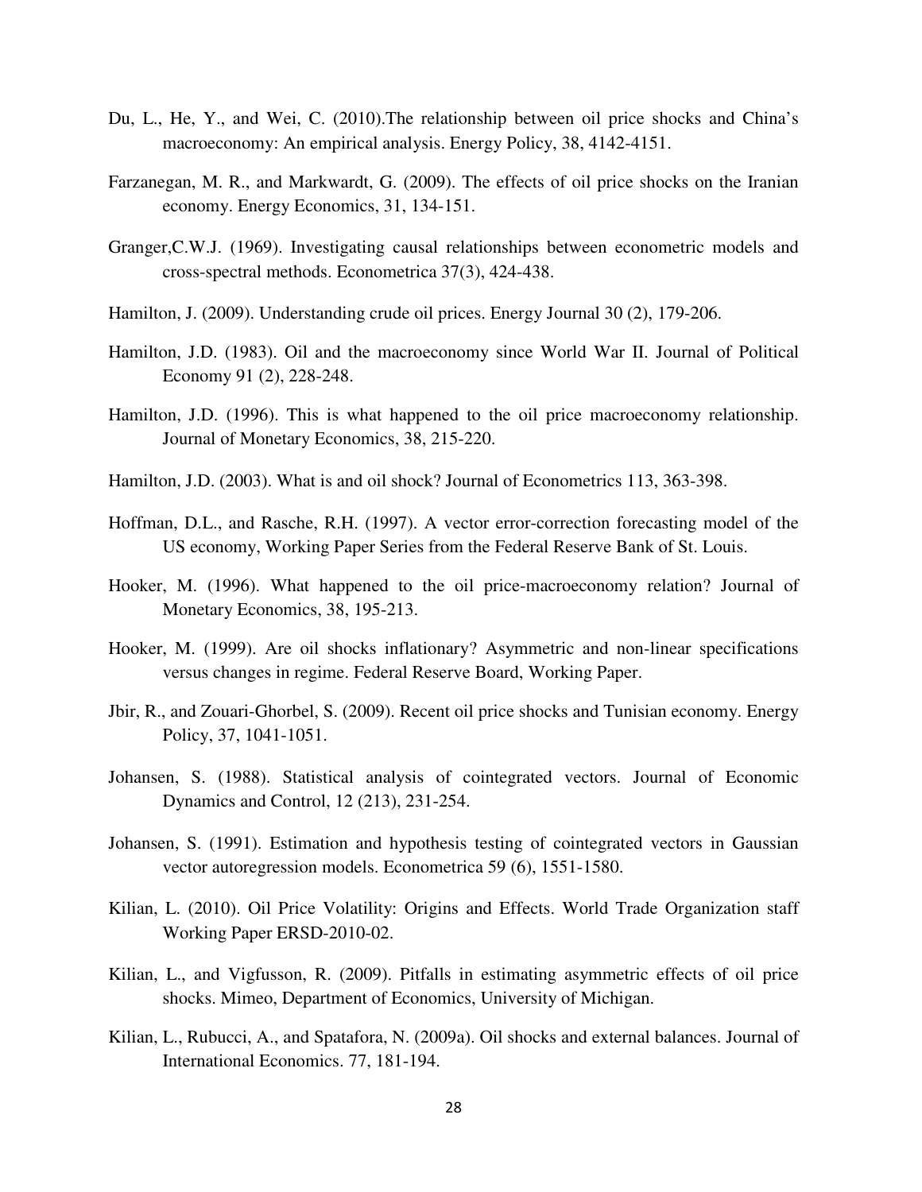Du, L., He, Y., and Wei, C. (2010).The relationship between oil price shocks and China's macroeconomy: An empirical analysis. Energy Policy, 38, 4142-4151.

Farzanegan, M. R., and Markwardt, G. (2009). The effects of oil price shocks on the Iranian economy. Energy Economics, 31, 134-151.

Granger,C.W.J. (1969). Investigating causal relationships between econometric models and cross-spectral methods. Econometrica 37(3), 424-438.

Hamilton, J. (2009). Understanding crude oil prices. Energy Journal 30 (2), 179-206.

Hamilton, J.D. (1983). Oil and the macroeconomy since World War II. Journal of Political Economy 91 (2), 228-248.

Hamilton, J.D. (1996). This is what happened to the oil price macroeconomy relationship. Journal of Monetary Economics, 38, 215-220.

Hamilton, J.D. (2003). What is and oil shock? Journal of Econometrics 113, 363-398.

Hoffman, D.L., and Rasche, R.H. (1997). A vector error-correction forecasting model of the US economy, Working Paper Series from the Federal Reserve Bank of St. Louis.

Hooker, M. (1996). What happened to the oil price-macroeconomy relation? Journal of Monetary Economics, 38, 195-213.

Hooker, M. (1999). Are oil shocks inflationary? Asymmetric and non-linear specifications versus changes in regime. Federal Reserve Board, Working Paper.

Jbir, R., and Zouari-Ghorbel, S. (2009). Recent oil price shocks and Tunisian economy. Energy Policy, 37, 1041-1051.

Johansen, S. (1988). Statistical analysis of cointegrated vectors. Journal of Economic Dynamics and Control, 12 (213), 231-254.

Johansen, S. (1991). Estimation and hypothesis testing of cointegrated vectors in Gaussian vector autoregression models. Econometrica 59 (6), 1551-1580.

Kilian, L. (2010). Oil Price Volatility: Origins and Effects. World Trade Organization staff Working Paper ERSD-2010-02.

Kilian, L., and Vigfusson, R. (2009). Pitfalls in estimating asymmetric effects of oil price shocks. Mimeo, Department of Economics, University of Michigan.

Kilian, L., Rubucci, A., and Spatafora, N. (2009a). Oil shocks and external balances. Journal of International Economics. 77, 181-194.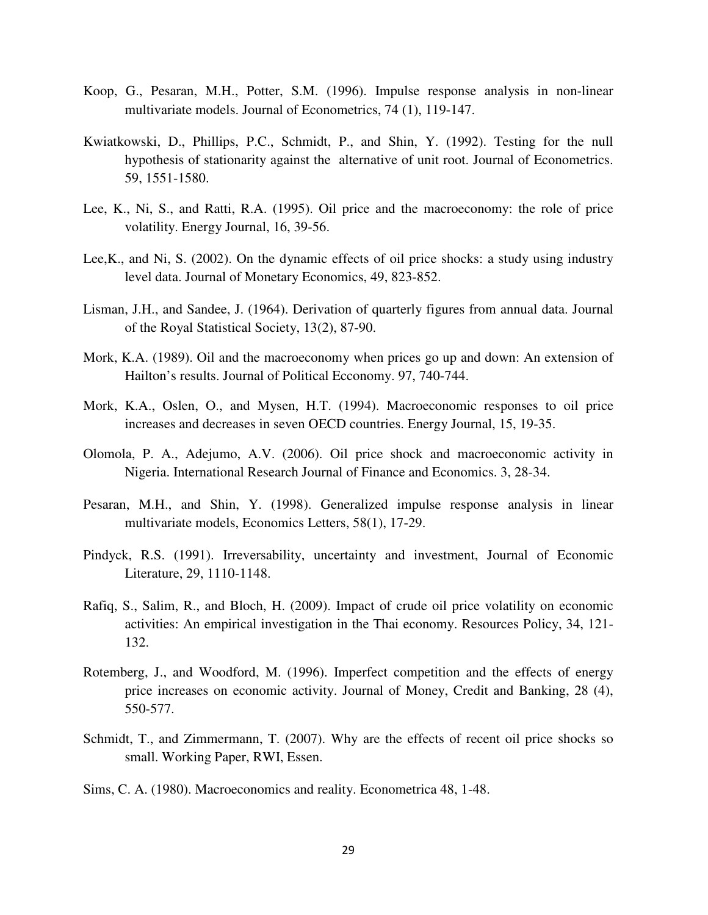Koop, G., Pesaran, M.H., Potter, S.M. (1996). Impulse response analysis in non-linear multivariate models. Journal of Econometrics, 74 (1), 119-147.

Kwiatkowski, D., Phillips, P.C., Schmidt, P., and Shin, Y. (1992). Testing for the null hypothesis of stationarity against the alternative of unit root. Journal of Econometrics. 59, 1551-1580.

Lee, K., Ni, S., and Ratti, R.A. (1995). Oil price and the macroeconomy: the role of price volatility. Energy Journal, 16, 39-56.

Lee,K., and Ni, S. (2002). On the dynamic effects of oil price shocks: a study using industry level data. Journal of Monetary Economics, 49, 823-852.

Lisman, J.H., and Sandee, J. (1964). Derivation of quarterly figures from annual data. Journal of the Royal Statistical Society, 13(2), 87-90.

Mork, K.A. (1989). Oil and the macroeconomy when prices go up and down: An extension of Hailton's results. Journal of Political Ecconomy. 97, 740-744.

Mork, K.A., Oslen, O., and Mysen, H.T. (1994). Macroeconomic responses to oil price increases and decreases in seven OECD countries. Energy Journal, 15, 19-35.

Olomola, P. A., Adejumo, A.V. (2006). Oil price shock and macroeconomic activity in Nigeria. International Research Journal of Finance and Economics. 3, 28-34.

Pesaran, M.H., and Shin, Y. (1998). Generalized impulse response analysis in linear multivariate models, Economics Letters, 58(1), 17-29.

Pindyck, R.S. (1991). Irreversability, uncertainty and investment, Journal of Economic Literature, 29, 1110-1148.

Rafiq, S., Salim, R., and Bloch, H. (2009). Impact of crude oil price volatility on economic activities: An empirical investigation in the Thai economy. Resources Policy, 34, 121-132.

Rotemberg, J., and Woodford, M. (1996). Imperfect competition and the effects of energy price increases on economic activity. Journal of Money, Credit and Banking, 28 (4), 550-577.

Schmidt, T., and Zimmermann, T. (2007). Why are the effects of recent oil price shocks so small. Working Paper, RWI, Essen.

Sims, C. A. (1980). Macroeconomics and reality. Econometrica 48, 1-48.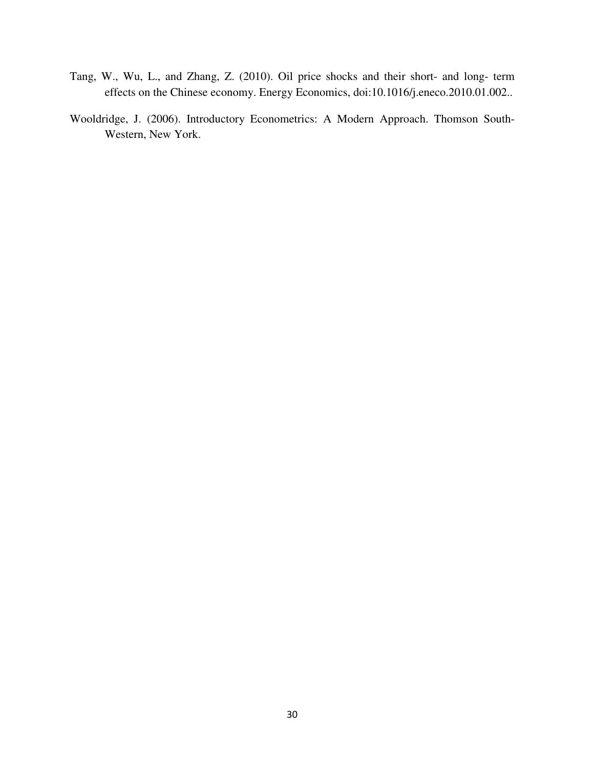Tang, W., Wu, L., and Zhang, Z. (2010). Oil price shocks and their short- and long- term effects on the Chinese economy. Energy Economics, doi:10.1016/j.eneco.2010.01.002..

Wooldridge, J. (2006). Introductory Econometrics: A Modern Approach. Thomson South-Western, New York.